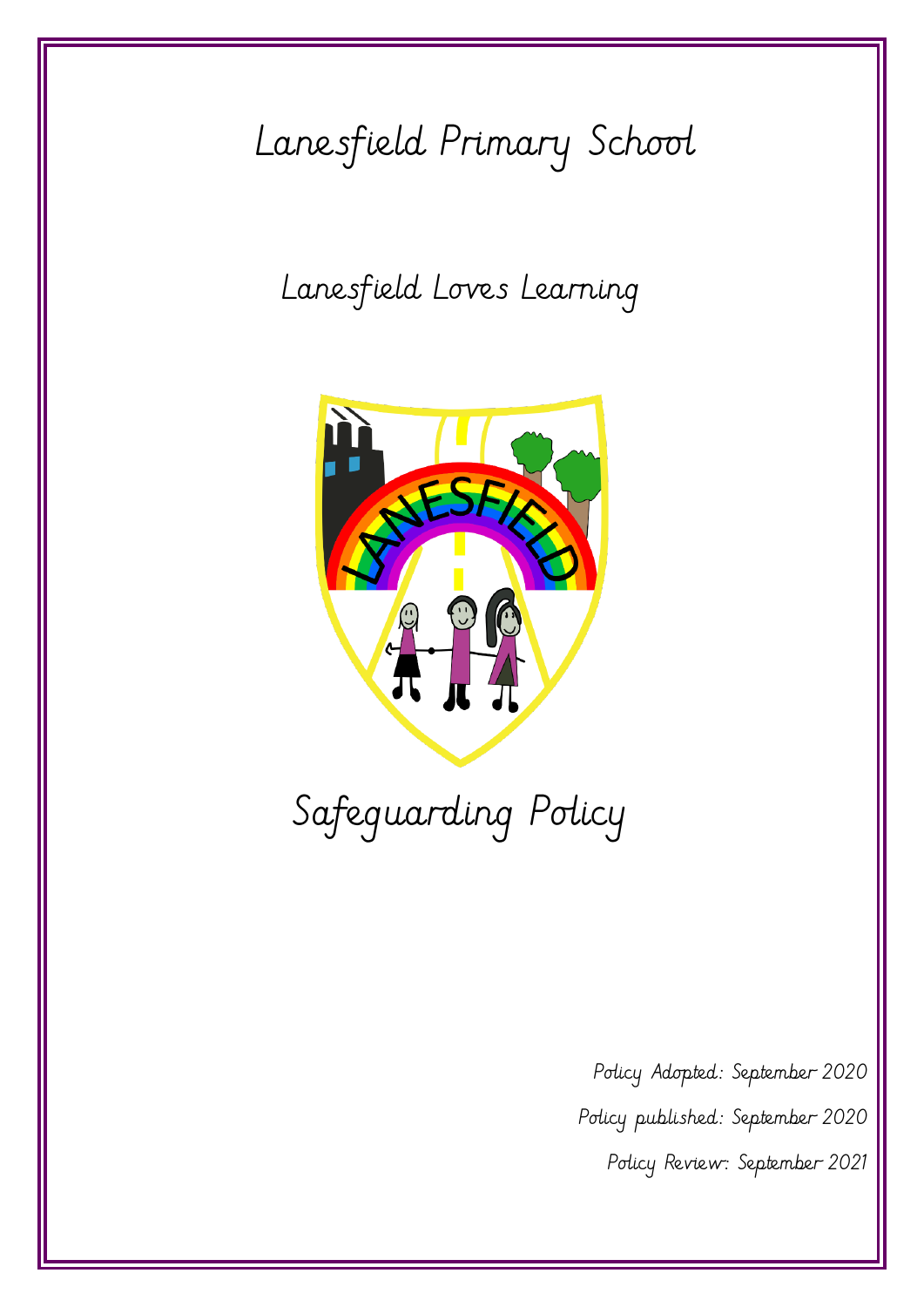# Lanesfield Primary School

## Lanesfield Loves Learning

# Safeguarding Policy

Policy Adopted: September 2020

Policy published: September 2020

Policy Review: September 2021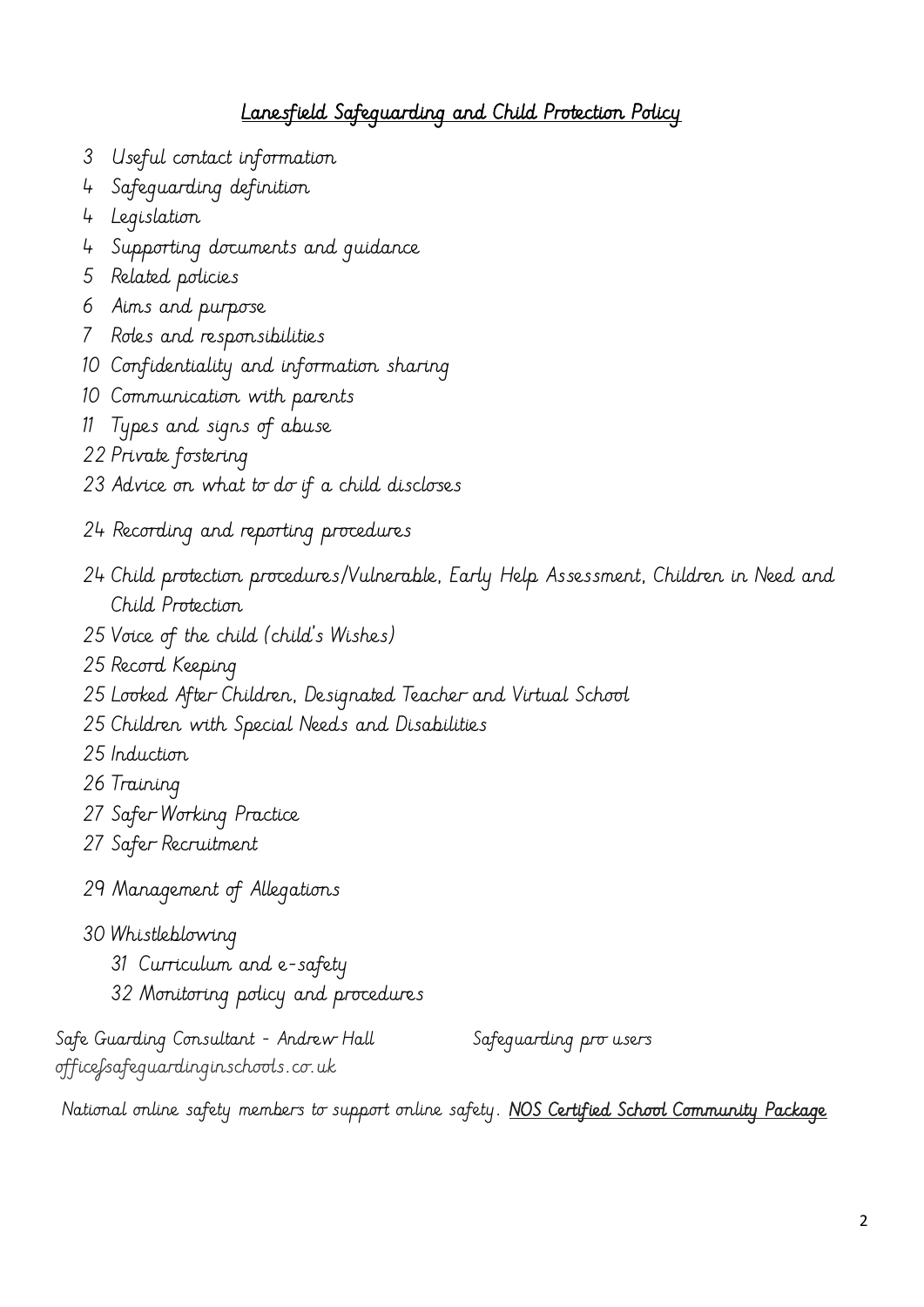## Lanesfield Safeguarding and Child Protection Policy

3 Useful contact information
4 Safeguarding definition
4 Legislation
4 Supporting documents and guidance
5 Related policies
6 Aims and purpose
7 Roles and responsibilities
10 Confidentiality and information sharing
10 Communication with parents
11 Types and signs of abuse
22 Private fostering
23 Advice on what to do if a child discloses
24 Recording and reporting procedures
24 Child protection procedures/Vulnerable, Early Help Assessment, Children in Need and Child Protection
25 Voice of the child (child's Wishes)
25 Record Keeping
25 Looked After Children, Designated Teacher and Virtual School
25 Children with Special Needs and Disabilities
25 Induction
26 Training
27 Safer Working Practice
27 Safer Recruitment
29 Management of Allegations
30 Whistleblowing
31 Curriculum and e-safety
32 Monitoring policy and procedures

Safe Guarding Consultant - Andrew Hall Safeguarding pro users
officefsafeguardinginschools.co.uk

National online safety members to support online safety. NOS Certified School Community Package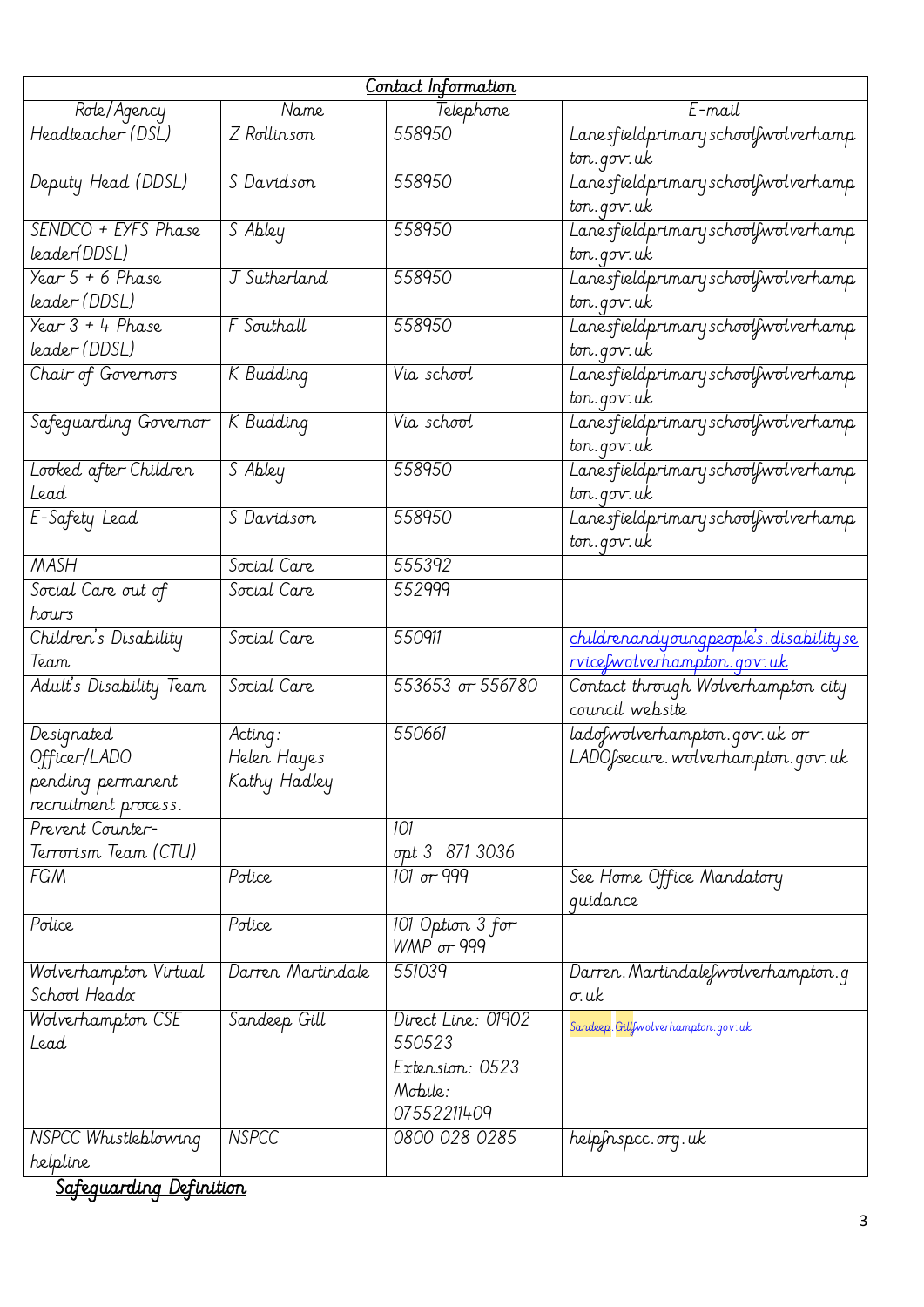| Contact Information | | | |
|---|---|---|---|
| Role/Agency | Name | Telephone | E-mail |
| Headteacher (DSL) | Z Rollinson | 558950 | Lanesfieldprimaryschool@wolverhampton.gov.uk |
| Deputy Head (DDSL) | S Davidson | 558950 | Lanesfieldprimaryschool@wolverhampton.gov.uk |
| SENDCO + EYFS Phase leader(DDSL) | S Abley | 558950 | Lanesfieldprimaryschool@wolverhampton.gov.uk |
| Year 5 + 6 Phase leader (DDSL) | J Sutherland | 558950 | Lanesfieldprimaryschool@wolverhampton.gov.uk |
| Year 3 + 4 Phase leader (DDSL) | F Southall | 558950 | Lanesfieldprimaryschool@wolverhampton.gov.uk |
| Chair of Governors | K Budding | Via school | Lanesfieldprimaryschool@wolverhampton.gov.uk |
| Safeguarding Governor | K Budding | Via school | Lanesfieldprimaryschool@wolverhampton.gov.uk |
| Looked after Children Lead | S Abley | 558950 | Lanesfieldprimaryschool@wolverhampton.gov.uk |
| E-Safety Lead | S Davidson | 558950 | Lanesfieldprimaryschool@wolverhampton.gov.uk |
| MASH | Social Care | 555392 | |
| Social Care out of hours | Social Care | 552999 | |
| Children's Disability Team | Social Care | 550911 | childrenandyoungpeople's.disabilityservice@wolverhampton.gov.uk |
| Adult's Disability Team | Social Care | 553653 or 556780 | Contact through Wolverhampton city council website |
| Designated Officer/LADO pending permanent recruitment process. | Acting: Helen Hayes Kathy Hadley | 550661 | lado@wolverhampton.gov.uk or LADO@secure.wolverhampton.gov.uk |
| Prevent Counter-Terrorism Team (CTU) | | 101 opt 3 871 3036 | |
| FGM | Police | 101 or 999 | See Home Office Mandatory guidance |
| Police | Police | 101 Option 3 for WMP or 999 | |
| Wolverhampton Virtual School Headx | Darren Martindale | 551039 | Darren.Martindale@wolverhampton.gov.uk |
| Wolverhampton CSE Lead | Sandeep Gill | Direct Line: 01902 550523 Extension: 0523 Mobile: 07552211409 | Sandeep.Gill@wolverhampton.gov.uk |
| NSPCC Whistleblowing helpline | NSPCC | 0800 028 0285 | help@nspcc.org.uk |

## Safeguarding Definition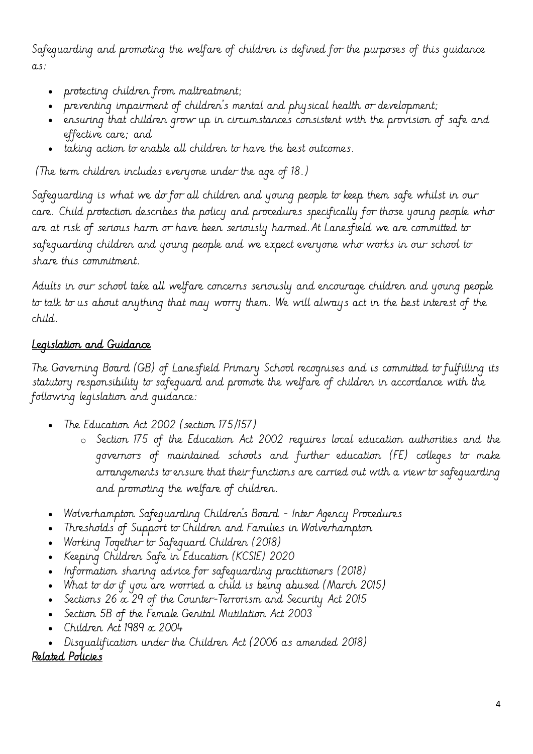Safeguarding and promoting the welfare of children is defined for the purposes of this guidance as:

- protecting children from maltreatment;
- preventing impairment of children's mental and physical health or development;
- ensuring that children grow up in circumstances consistent with the provision of safe and effective care; and
- taking action to enable all children to have the best outcomes.

(The term children includes everyone under the age of 18.)

Safeguarding is what we do for all children and young people to keep them safe whilst in our care. Child protection describes the policy and procedures specifically for those young people who are at risk of serious harm or have been seriously harmed. At Lanesfield we are committed to safeguarding children and young people and we expect everyone who works in our school to share this commitment.

Adults in our school take all welfare concerns seriously and encourage children and young people to talk to us about anything that may worry them. We will always act in the best interest of the child.

## Legislation and Guidance

The Governing Board (GB) of Lanesfield Primary School recognises and is committed to fulfilling its statutory responsibility to safeguard and promote the welfare of children in accordance with the following legislation and guidance:

- The Education Act 2002 (section 175/157)
  - Section 175 of the Education Act 2002 requires local education authorities and the governors of maintained schools and further education (FE) colleges to make arrangements to ensure that their functions are carried out with a view to safeguarding and promoting the welfare of children.
- Wolverhampton Safeguarding Children's Board - Inter Agency Procedures
- Thresholds of Support to Children and Families in Wolverhampton
- Working Together to Safeguard Children (2018)
- Keeping Children Safe in Education (KCSIE) 2020
- Information sharing advice for safeguarding practitioners (2018)
- What to do if you are worried a child is being abused (March 2015)
- Sections 26 & 29 of the Counter-Terrorism and Security Act 2015
- Section 5B of the Female Genital Mutilation Act 2003
- Children Act 1989 & 2004
- Disqualification under the Children Act (2006 as amended 2018)

## Related Policies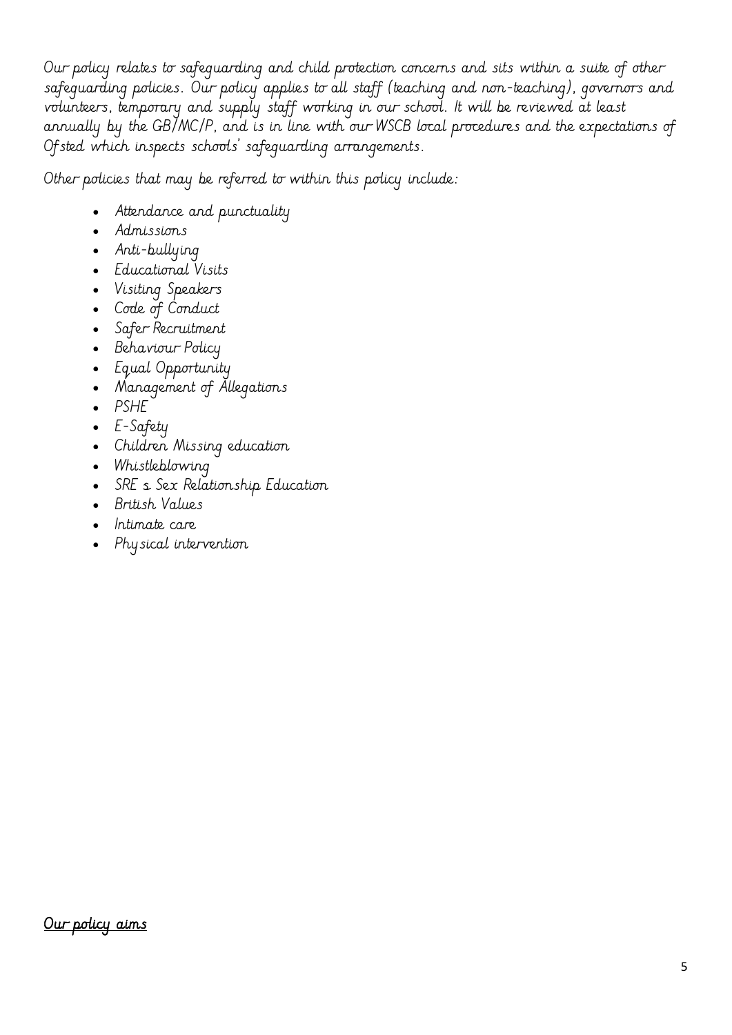Our policy relates to safeguarding and child protection concerns and sits within a suite of other safeguarding policies. Our policy applies to all staff (teaching and non-teaching), governors and volunteers, temporary and supply staff working in our school. It will be reviewed at least annually by the GB/MC/P, and is in line with our WSCB local procedures and the expectations of Ofsted which inspects schools' safeguarding arrangements.

Other policies that may be referred to within this policy include:

- Attendance and punctuality
- Admissions
- Anti-bullying
- Educational Visits
- Visiting Speakers
- Code of Conduct
- Safer Recruitment
- Behaviour Policy
- Equal Opportunity
- Management of Allegations
- PSHE
- E-Safety
- Children Missing education
- Whistleblowing
- SRE s Sex Relationship Education
- British Values
- Intimate care
- Physical intervention

## Our policy aims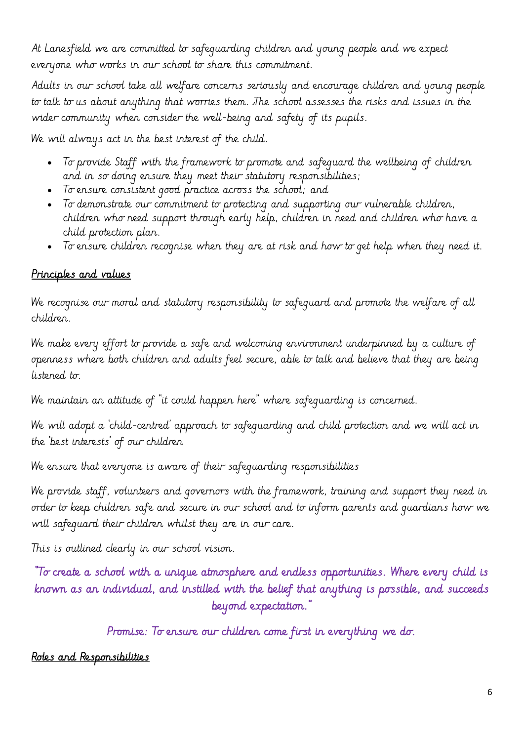At Lanesfield we are committed to safeguarding children and young people and we expect everyone who works in our school to share this commitment.

Adults in our school take all welfare concerns seriously and encourage children and young people to talk to us about anything that worries them. The school assesses the risks and issues in the wider community when consider the well-being and safety of its pupils.

We will always act in the best interest of the child.

- To provide Staff with the framework to promote and safeguard the wellbeing of children and in so doing ensure they meet their statutory responsibilities;
- To ensure consistent good practice across the school; and
- To demonstrate our commitment to protecting and supporting our vulnerable children, children who need support through early help, children in need and children who have a child protection plan.
- To ensure children recognise when they are at risk and how to get help when they need it.

## Principles and values

We recognise our moral and statutory responsibility to safeguard and promote the welfare of all children.

We make every effort to provide a safe and welcoming environment underpinned by a culture of openness where both children and adults feel secure, able to talk and believe that they are being listened to.

We maintain an attitude of "it could happen here" where safeguarding is concerned.

We will adopt a 'child-centred' approach to safeguarding and child protection and we will act in the 'best interests' of our children

We ensure that everyone is aware of their safeguarding responsibilities

We provide staff, volunteers and governors with the framework, training and support they need in order to keep children safe and secure in our school and to inform parents and guardians how we will safeguard their children whilst they are in our care.

This is outlined clearly in our school vision.

"To create a school with a unique atmosphere and endless opportunities. Where every child is known as an individual, and instilled with the belief that anything is possible, and succeeds beyond expectation."

Promise: To ensure our children come first in everything we do.

## Roles and Responsibilities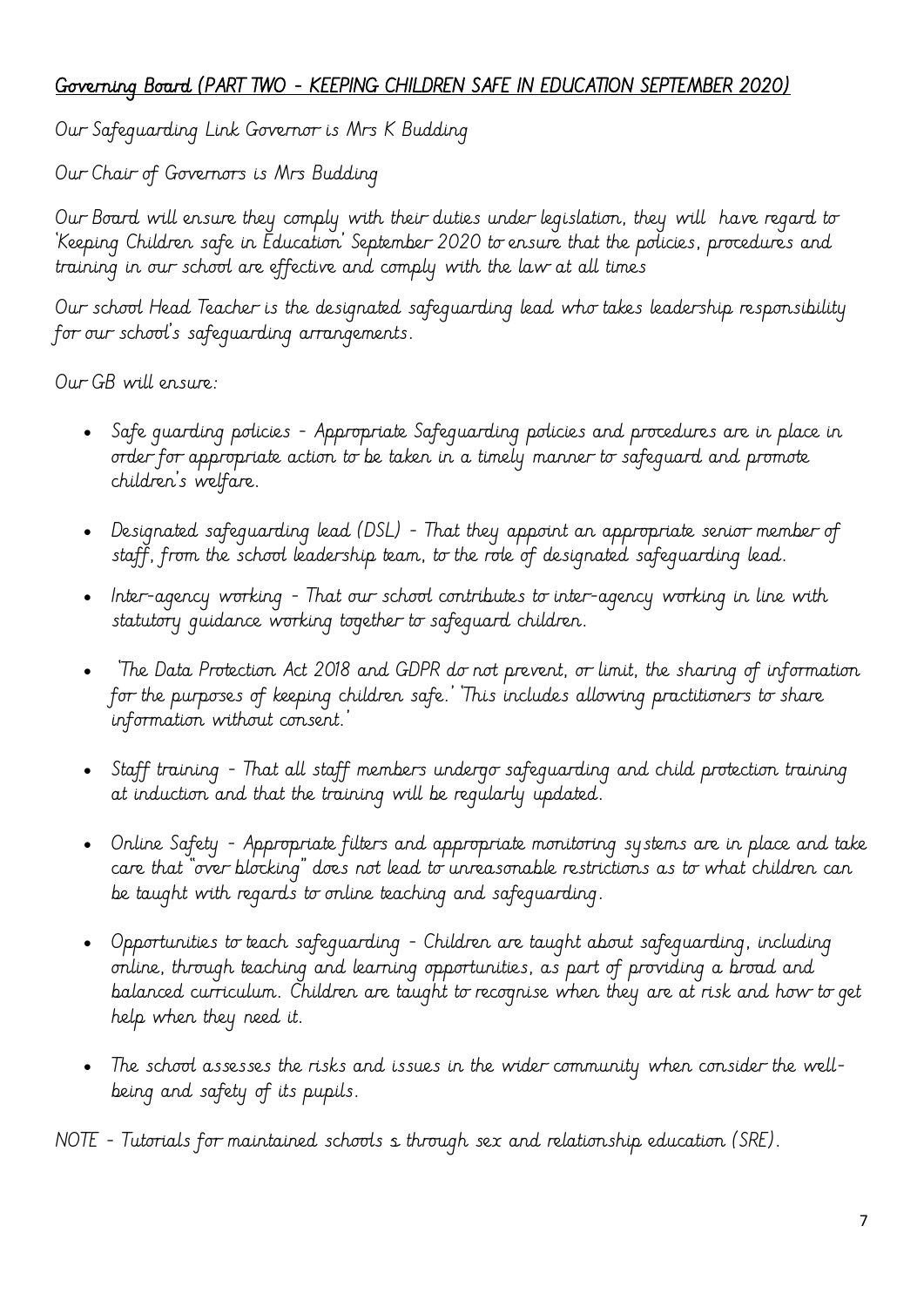## Governing Board (PART TWO - KEEPING CHILDREN SAFE IN EDUCATION SEPTEMBER 2020)

Our Safeguarding Link Governor is Mrs K Budding

Our Chair of Governors is Mrs Budding

Our Board will ensure they comply with their duties under legislation, they will have regard to 'Keeping Children safe in Education' September 2020 to ensure that the policies, procedures and training in our school are effective and comply with the law at all times

Our school Head Teacher is the designated safeguarding lead who takes leadership responsibility for our school's safeguarding arrangements.

Our GB will ensure:

- Safe guarding policies - Appropriate Safeguarding policies and procedures are in place in order for appropriate action to be taken in a timely manner to safeguard and promote children's welfare.
- Designated safeguarding lead (DSL) - That they appoint an appropriate senior member of staff, from the school leadership team, to the role of designated safeguarding lead.
- Inter-agency working - That our school contributes to inter-agency working in line with statutory guidance working together to safeguard children.
- 'The Data Protection Act 2018 and GDPR do not prevent, or limit, the sharing of information for the purposes of keeping children safe.' 'This includes allowing practitioners to share information without consent.'
- Staff training - That all staff members undergo safeguarding and child protection training at induction and that the training will be regularly updated.
- Online Safety - Appropriate filters and appropriate monitoring systems are in place and take care that "over blocking" does not lead to unreasonable restrictions as to what children can be taught with regards to online teaching and safeguarding.
- Opportunities to teach safeguarding - Children are taught about safeguarding, including online, through teaching and learning opportunities, as part of providing a broad and balanced curriculum. Children are taught to recognise when they are at risk and how to get help when they need it.
- The school assesses the risks and issues in the wider community when consider the well-being and safety of its pupils.

NOTE - Tutorials for maintained schools s through sex and relationship education (SRE).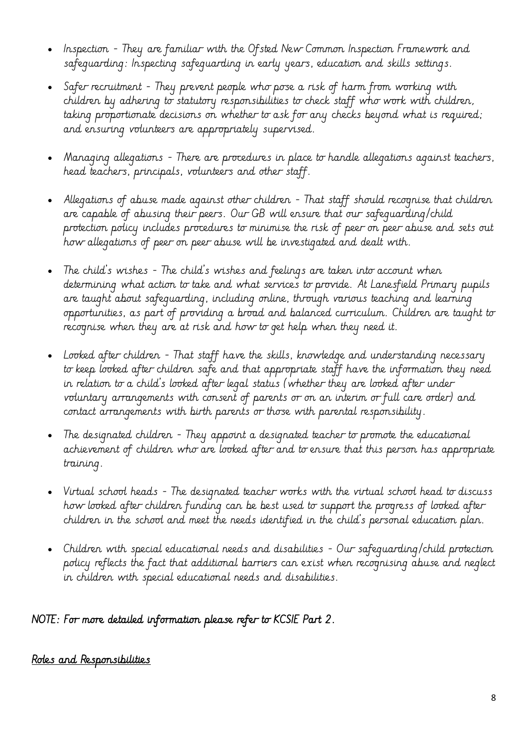- Inspection - They are familiar with the Ofsted New Common Inspection Framework and safeguarding: Inspecting safeguarding in early years, education and skills settings.
- Safer recruitment - They prevent people who pose a risk of harm from working with children by adhering to statutory responsibilities to check staff who work with children, taking proportionate decisions on whether to ask for any checks beyond what is required; and ensuring volunteers are appropriately supervised.
- Managing allegations - There are procedures in place to handle allegations against teachers, head teachers, principals, volunteers and other staff.
- Allegations of abuse made against other children - That staff should recognise that children are capable of abusing their peers. Our GB will ensure that our safeguarding/child protection policy includes procedures to minimise the risk of peer on peer abuse and sets out how allegations of peer on peer abuse will be investigated and dealt with.
- The child's wishes - The child's wishes and feelings are taken into account when determining what action to take and what services to provide. At Lanesfield Primary pupils are taught about safeguarding, including online, through various teaching and learning opportunities, as part of providing a broad and balanced curriculum. Children are taught to recognise when they are at risk and how to get help when they need it.
- Looked after children - That staff have the skills, knowledge and understanding necessary to keep looked after children safe and that appropriate staff have the information they need in relation to a child's looked after legal status (whether they are looked after under voluntary arrangements with consent of parents or on an interim or full care order) and contact arrangements with birth parents or those with parental responsibility.
- The designated children - They appoint a designated teacher to promote the educational achievement of children who are looked after and to ensure that this person has appropriate training.
- Virtual school heads - The designated teacher works with the virtual school head to discuss how looked after children funding can be best used to support the progress of looked after children in the school and meet the needs identified in the child's personal education plan.
- Children with special educational needs and disabilities - Our safeguarding/child protection policy reflects the fact that additional barriers can exist when recognising abuse and neglect in children with special educational needs and disabilities.

NOTE: For more detailed information please refer to KCSIE Part 2.

## Roles and Responsibilities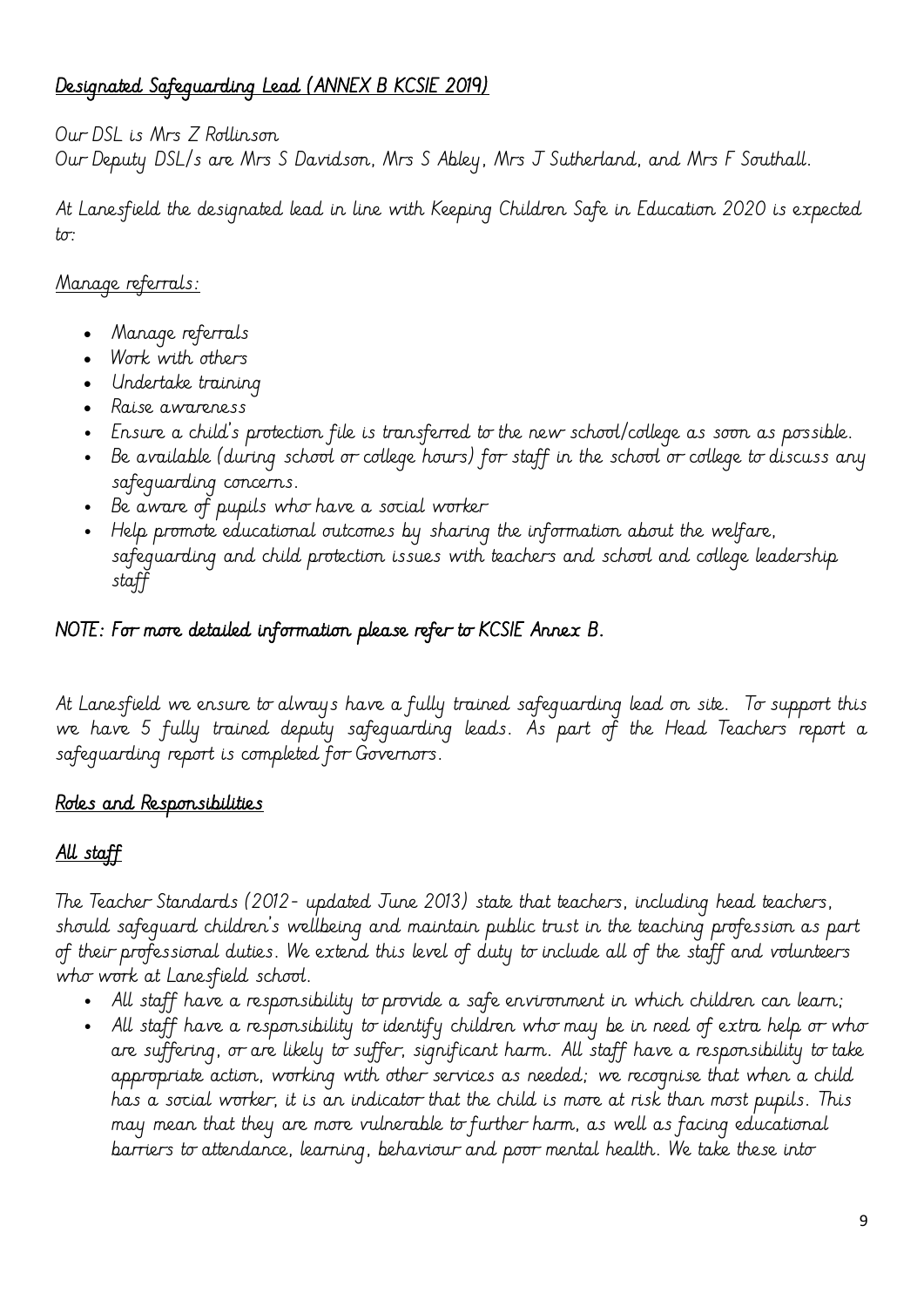## Designated Safeguarding Lead (ANNEX B KCSIE 2019)

Our DSL is Mrs Z Rollinson
Our Deputy DSL/s are Mrs S Davidson, Mrs S Abley, Mrs J Sutherland, and Mrs F Southall.

At Lanesfield the designated lead in line with Keeping Children Safe in Education 2020 is expected to:

Manage referrals:

- Manage referrals
- Work with others
- Undertake training
- Raise awareness
- Ensure a child's protection file is transferred to the new school/college as soon as possible.
- Be available (during school or college hours) for staff in the school or college to discuss any safeguarding concerns.
- Be aware of pupils who have a social worker
- Help promote educational outcomes by sharing the information about the welfare, safeguarding and child protection issues with teachers and school and college leadership staff

**NOTE: For more detailed information please refer to KCSIE Annex B.**

At Lanesfield we ensure to always have a fully trained safeguarding lead on site. To support this we have 5 fully trained deputy safeguarding leads. As part of the Head Teachers report a safeguarding report is completed for Governors.

## Roles and Responsibilities

### All staff

The Teacher Standards (2012- updated June 2013) state that teachers, including head teachers, should safeguard children's wellbeing and maintain public trust in the teaching profession as part of their professional duties. We extend this level of duty to include all of the staff and volunteers who work at Lanesfield school.

- All staff have a responsibility to provide a safe environment in which children can learn;
- All staff have a responsibility to identify children who may be in need of extra help or who are suffering, or are likely to suffer, significant harm. All staff have a responsibility to take appropriate action, working with other services as needed; we recognise that when a child has a social worker, it is an indicator that the child is more at risk than most pupils. This may mean that they are more vulnerable to further harm, as well as facing educational barriers to attendance, learning, behaviour and poor mental health. We take these into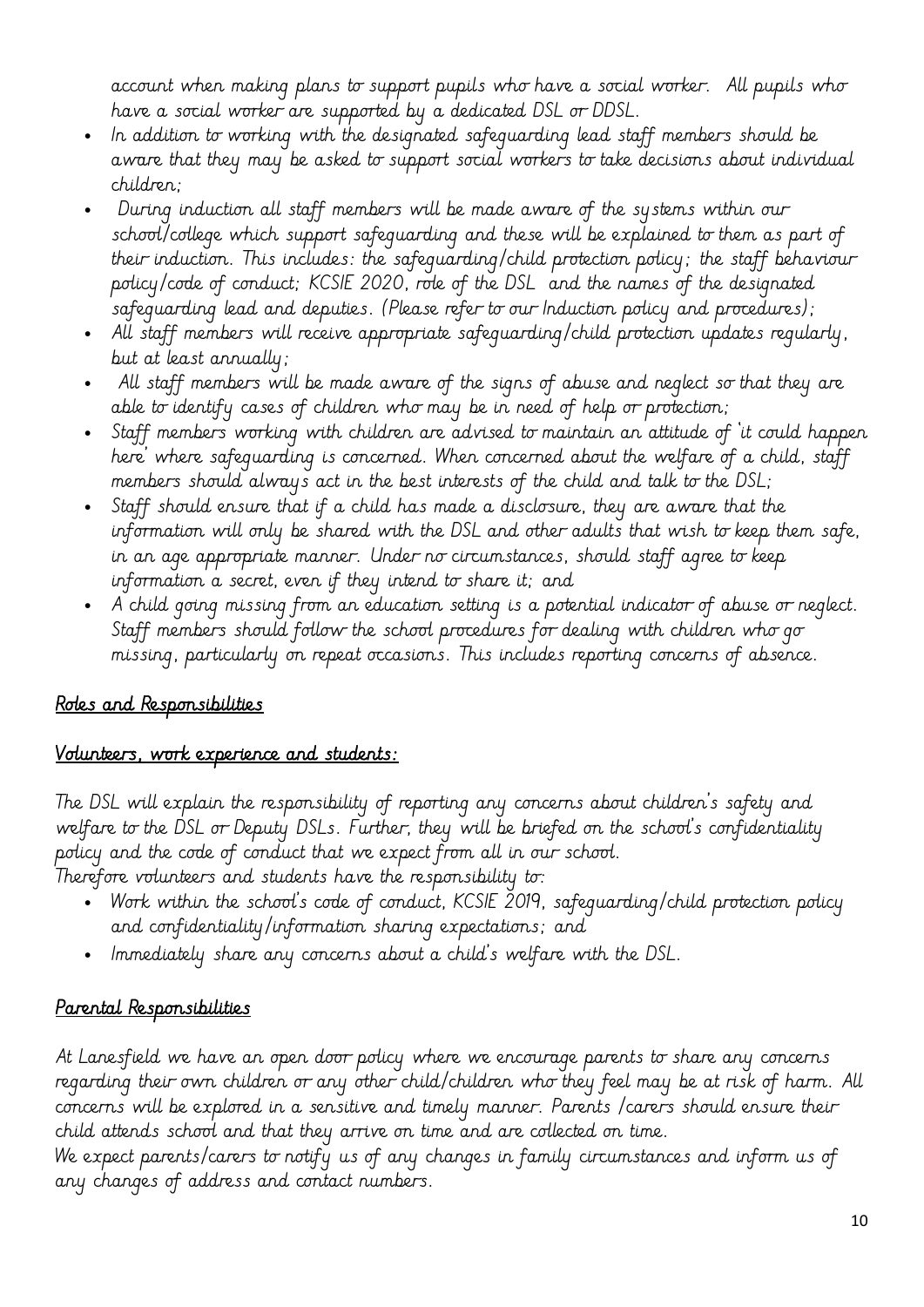account when making plans to support pupils who have a social worker. All pupils who have a social worker are supported by a dedicated DSL or DDSL.

- In addition to working with the designated safeguarding lead staff members should be aware that they may be asked to support social workers to take decisions about individual children;
- During induction all staff members will be made aware of the systems within our school/college which support safeguarding and these will be explained to them as part of their induction. This includes: the safeguarding/child protection policy; the staff behaviour policy/code of conduct; KCSIE 2020, role of the DSL and the names of the designated safeguarding lead and deputies. (Please refer to our Induction policy and procedures);
- All staff members will receive appropriate safeguarding/child protection updates regularly, but at least annually;
- All staff members will be made aware of the signs of abuse and neglect so that they are able to identify cases of children who may be in need of help or protection;
- Staff members working with children are advised to maintain an attitude of 'it could happen here' where safeguarding is concerned. When concerned about the welfare of a child, staff members should always act in the best interests of the child and talk to the DSL;
- Staff should ensure that if a child has made a disclosure, they are aware that the information will only be shared with the DSL and other adults that wish to keep them safe, in an age appropriate manner. Under no circumstances, should staff agree to keep information a secret, even if they intend to share it; and
- A child going missing from an education setting is a potential indicator of abuse or neglect. Staff members should follow the school procedures for dealing with children who go missing, particularly on repeat occasions. This includes reporting concerns of absence.

## Roles and Responsibilities

### Volunteers, work experience and students:

The DSL will explain the responsibility of reporting any concerns about children's safety and welfare to the DSL or Deputy DSLs. Further, they will be briefed on the school's confidentiality policy and the code of conduct that we expect from all in our school.
Therefore volunteers and students have the responsibility to:

- Work within the school's code of conduct, KCSIE 2019, safeguarding/child protection policy and confidentiality/information sharing expectations; and
- Immediately share any concerns about a child's welfare with the DSL.

### Parental Responsibilities

At Lanesfield we have an open door policy where we encourage parents to share any concerns regarding their own children or any other child/children who they feel may be at risk of harm. All concerns will be explored in a sensitive and timely manner. Parents /carers should ensure their child attends school and that they arrive on time and are collected on time.
We expect parents/carers to notify us of any changes in family circumstances and inform us of any changes of address and contact numbers.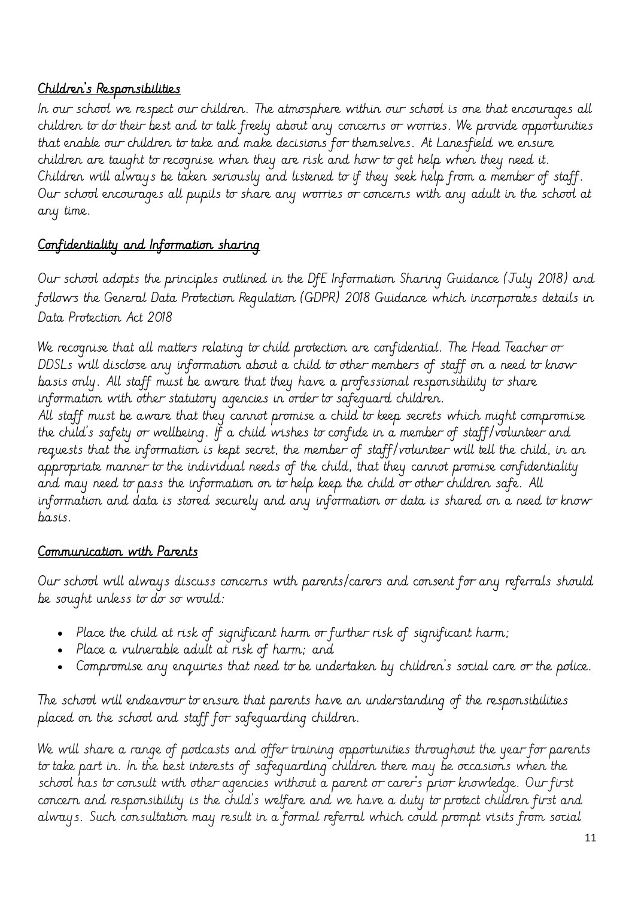## Children's Responsibilities

In our school we respect our children. The atmosphere within our school is one that encourages all children to do their best and to talk freely about any concerns or worries. We provide opportunities that enable our children to take and make decisions for themselves. At Lanesfield we ensure children are taught to recognise when they are risk and how to get help when they need it. Children will always be taken seriously and listened to if they seek help from a member of staff. Our school encourages all pupils to share any worries or concerns with any adult in the school at any time.

## Confidentiality and Information sharing

Our school adopts the principles outlined in the DfE Information Sharing Guidance (July 2018) and follows the General Data Protection Regulation (GDPR) 2018 Guidance which incorporates details in Data Protection Act 2018

We recognise that all matters relating to child protection are confidential. The Head Teacher or DDSLs will disclose any information about a child to other members of staff on a need to know basis only. All staff must be aware that they have a professional responsibility to share information with other statutory agencies in order to safeguard children.
All staff must be aware that they cannot promise a child to keep secrets which might compromise the child's safety or wellbeing. If a child wishes to confide in a member of staff/volunteer and requests that the information is kept secret, the member of staff/volunteer will tell the child, in an appropriate manner to the individual needs of the child, that they cannot promise confidentiality and may need to pass the information on to help keep the child or other children safe. All information and data is stored securely and any information or data is shared on a need to know basis.

## Communication with Parents

Our school will always discuss concerns with parents/carers and consent for any referrals should be sought unless to do so would:

- Place the child at risk of significant harm or further risk of significant harm;
- Place a vulnerable adult at risk of harm; and
- Compromise any enquiries that need to be undertaken by children's social care or the police.

The school will endeavour to ensure that parents have an understanding of the responsibilities placed on the school and staff for safeguarding children.

We will share a range of podcasts and offer training opportunities throughout the year for parents to take part in. In the best interests of safeguarding children there may be occasions when the school has to consult with other agencies without a parent or carer's prior knowledge. Our first concern and responsibility is the child's welfare and we have a duty to protect children first and always. Such consultation may result in a formal referral which could prompt visits from social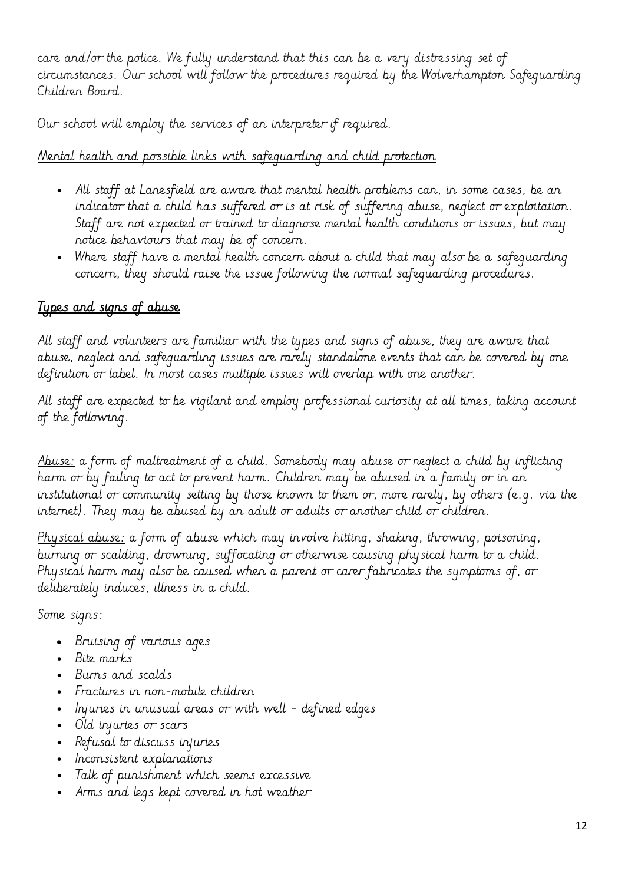care and/or the police. We fully understand that this can be a very distressing set of circumstances. Our school will follow the procedures required by the Wolverhampton Safeguarding Children Board.

Our school will employ the services of an interpreter if required.

Mental health and possible links with safeguarding and child protection

- All staff at Lanesfield are aware that mental health problems can, in some cases, be an indicator that a child has suffered or is at risk of suffering abuse, neglect or exploitation. Staff are not expected or trained to diagnose mental health conditions or issues, but may notice behaviours that may be of concern.
- Where staff have a mental health concern about a child that may also be a safeguarding concern, they should raise the issue following the normal safeguarding procedures.

## Types and signs of abuse

All staff and volunteers are familiar with the types and signs of abuse, they are aware that abuse, neglect and safeguarding issues are rarely standalone events that can be covered by one definition or label. In most cases multiple issues will overlap with one another.

All staff are expected to be vigilant and employ professional curiosity at all times, taking account of the following.

Abuse: a form of maltreatment of a child. Somebody may abuse or neglect a child by inflicting harm or by failing to act to prevent harm. Children may be abused in a family or in an institutional or community setting by those known to them or, more rarely, by others (e.g. via the internet). They may be abused by an adult or adults or another child or children.

Physical abuse: a form of abuse which may involve hitting, shaking, throwing, poisoning, burning or scalding, drowning, suffocating or otherwise causing physical harm to a child. Physical harm may also be caused when a parent or carer fabricates the symptoms of, or deliberately induces, illness in a child.

Some signs:

- Bruising of various ages
- Bite marks
- Burns and scalds
- Fractures in non-mobile children
- Injuries in unusual areas or with well - defined edges
- Old injuries or scars
- Refusal to discuss injuries
- Inconsistent explanations
- Talk of punishment which seems excessive
- Arms and legs kept covered in hot weather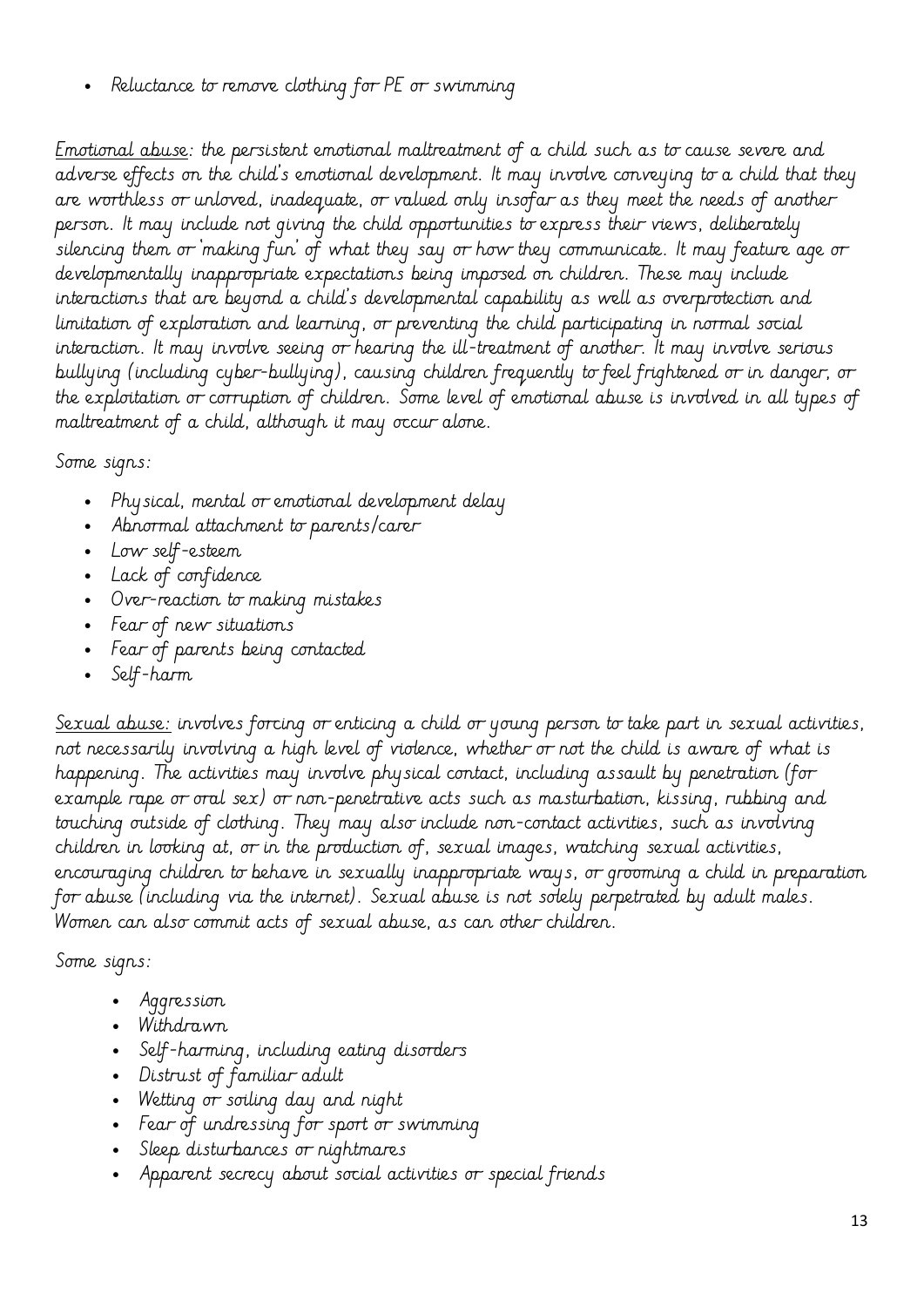- Reluctance to remove clothing for PE or swimming

Emotional abuse: the persistent emotional maltreatment of a child such as to cause severe and adverse effects on the child's emotional development. It may involve conveying to a child that they are worthless or unloved, inadequate, or valued only insofar as they meet the needs of another person. It may include not giving the child opportunities to express their views, deliberately silencing them or 'making fun' of what they say or how they communicate. It may feature age or developmentally inappropriate expectations being imposed on children. These may include interactions that are beyond a child's developmental capability as well as overprotection and limitation of exploration and learning, or preventing the child participating in normal social interaction. It may involve seeing or hearing the ill-treatment of another. It may involve serious bullying (including cyber-bullying), causing children frequently to feel frightened or in danger, or the exploitation or corruption of children. Some level of emotional abuse is involved in all types of maltreatment of a child, although it may occur alone.

Some signs:

- Physical, mental or emotional development delay
- Abnormal attachment to parents/carer
- Low self-esteem
- Lack of confidence
- Over-reaction to making mistakes
- Fear of new situations
- Fear of parents being contacted
- Self-harm

Sexual abuse: involves forcing or enticing a child or young person to take part in sexual activities, not necessarily involving a high level of violence, whether or not the child is aware of what is happening. The activities may involve physical contact, including assault by penetration (for example rape or oral sex) or non-penetrative acts such as masturbation, kissing, rubbing and touching outside of clothing. They may also include non-contact activities, such as involving children in looking at, or in the production of, sexual images, watching sexual activities, encouraging children to behave in sexually inappropriate ways, or grooming a child in preparation for abuse (including via the internet). Sexual abuse is not solely perpetrated by adult males. Women can also commit acts of sexual abuse, as can other children.

Some signs:

- Aggression
- Withdrawn
- Self-harming, including eating disorders
- Distrust of familiar adult
- Wetting or soiling day and night
- Fear of undressing for sport or swimming
- Sleep disturbances or nightmares
- Apparent secrecy about social activities or special friends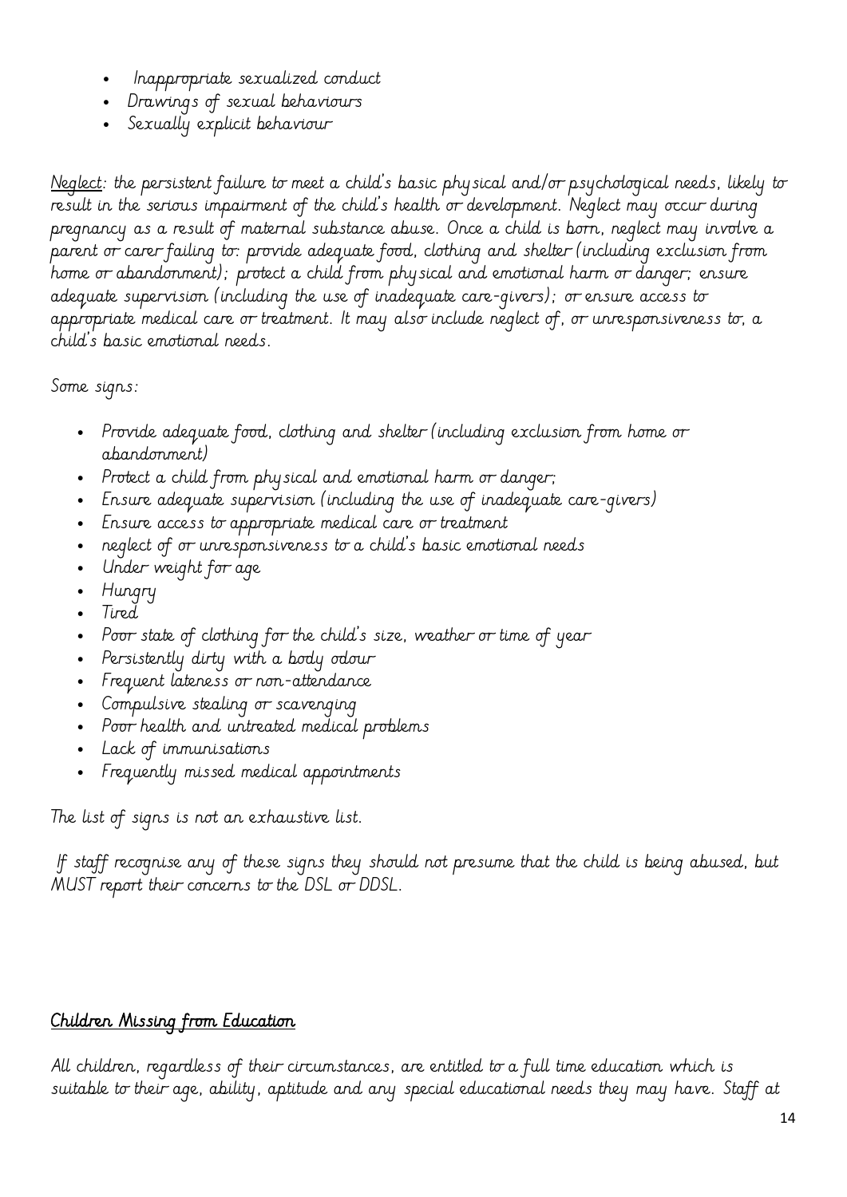- Inappropriate sexualized conduct
- Drawings of sexual behaviours
- Sexually explicit behaviour

Neglect: the persistent failure to meet a child's basic physical and/or psychological needs, likely to result in the serious impairment of the child's health or development. Neglect may occur during pregnancy as a result of maternal substance abuse. Once a child is born, neglect may involve a parent or carer failing to: provide adequate food, clothing and shelter (including exclusion from home or abandonment); protect a child from physical and emotional harm or danger; ensure adequate supervision (including the use of inadequate care-givers); or ensure access to appropriate medical care or treatment. It may also include neglect of, or unresponsiveness to, a child's basic emotional needs.

Some signs:

- Provide adequate food, clothing and shelter (including exclusion from home or abandonment)
- Protect a child from physical and emotional harm or danger;
- Ensure adequate supervision (including the use of inadequate care-givers)
- Ensure access to appropriate medical care or treatment
- neglect of or unresponsiveness to a child's basic emotional needs
- Under weight for age
- Hungry
- Tired
- Poor state of clothing for the child's size, weather or time of year
- Persistently dirty with a body odour
- Frequent lateness or non-attendance
- Compulsive stealing or scavenging
- Poor health and untreated medical problems
- Lack of immunisations
- Frequently missed medical appointments

The list of signs is not an exhaustive list.

If staff recognise any of these signs they should not presume that the child is being abused, but MUST report their concerns to the DSL or DDSL.

## Children Missing from Education

All children, regardless of their circumstances, are entitled to a full time education which is suitable to their age, ability, aptitude and any special educational needs they may have. Staff at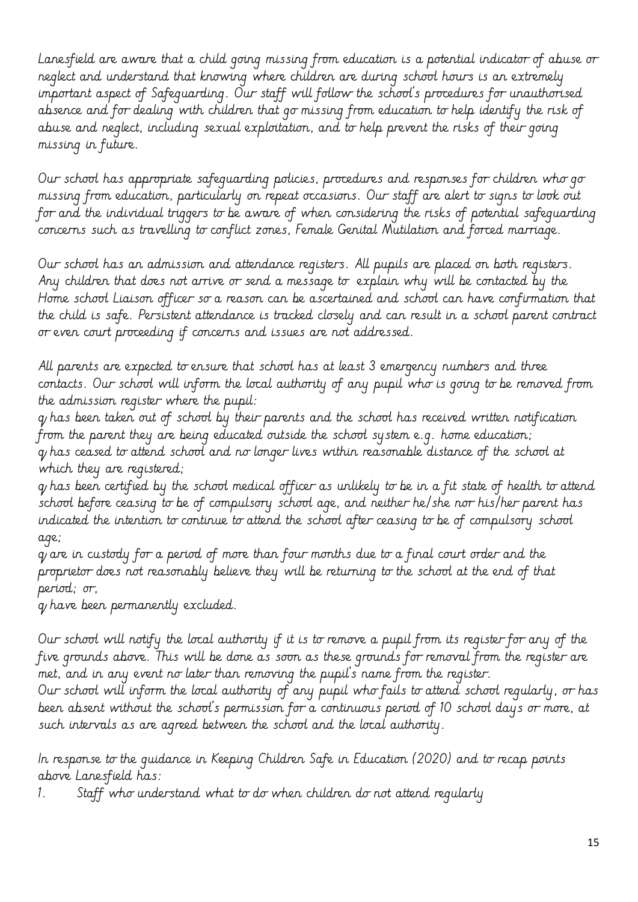Lanesfield are aware that a child going missing from education is a potential indicator of abuse or neglect and understand that knowing where children are during school hours is an extremely important aspect of Safeguarding. Our staff will follow the school's procedures for unauthorised absence and for dealing with children that go missing from education to help identify the risk of abuse and neglect, including sexual exploitation, and to help prevent the risks of their going missing in future.

Our school has appropriate safeguarding policies, procedures and responses for children who go missing from education, particularly on repeat occasions. Our staff are alert to signs to look out for and the individual triggers to be aware of when considering the risks of potential safeguarding concerns such as travelling to conflict zones, Female Genital Mutilation and forced marriage.

Our school has an admission and attendance registers. All pupils are placed on both registers. Any children that does not arrive or send a message to explain why will be contacted by the Home school Liaison officer so a reason can be ascertained and school can have confirmation that the child is safe. Persistent attendance is tracked closely and can result in a school parent contract or even court proceeding if concerns and issues are not addressed.

All parents are expected to ensure that school has at least 3 emergency numbers and three contacts. Our school will inform the local authority of any pupil who is going to be removed from the admission register where the pupil:

- has been taken out of school by their parents and the school has received written notification from the parent they are being educated outside the school system e.g. home education;
- has ceased to attend school and no longer lives within reasonable distance of the school at which they are registered;
- has been certified by the school medical officer as unlikely to be in a fit state of health to attend school before ceasing to be of compulsory school age, and neither he/she nor his/her parent has indicated the intention to continue to attend the school after ceasing to be of compulsory school age;
- are in custody for a period of more than four months due to a final court order and the proprietor does not reasonably believe they will be returning to the school at the end of that period; or,
- have been permanently excluded.

Our school will notify the local authority if it is to remove a pupil from its register for any of the five grounds above. This will be done as soon as these grounds for removal from the register are met, and in any event no later than removing the pupil's name from the register.
Our school will inform the local authority of any pupil who fails to attend school regularly, or has been absent without the school's permission for a continuous period of 10 school days or more, at such intervals as are agreed between the school and the local authority.

In response to the guidance in Keeping Children Safe in Education (2020) and to recap points above Lanesfield has:

1. Staff who understand what to do when children do not attend regularly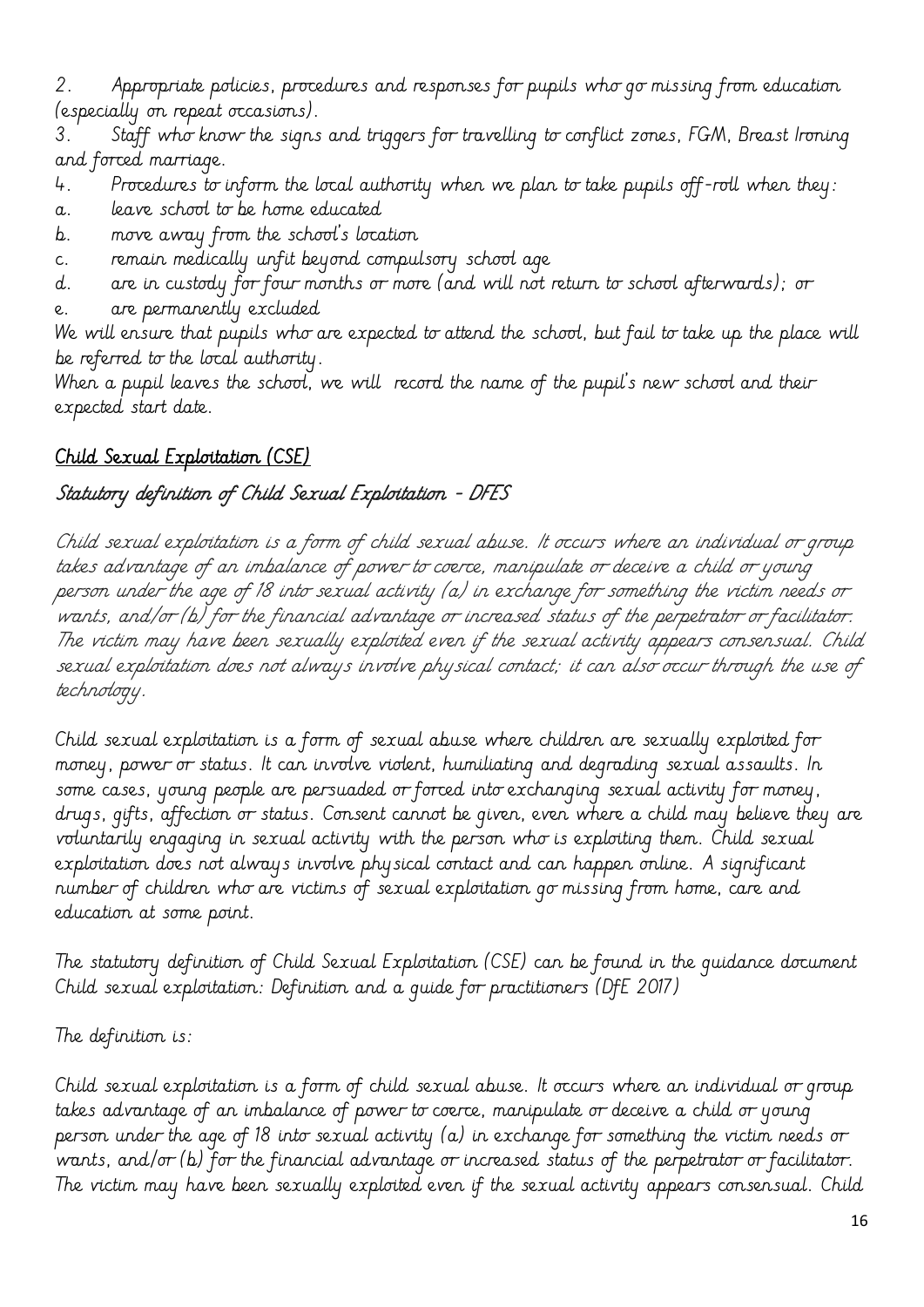2. Appropriate policies, procedures and responses for pupils who go missing from education (especially on repeat occasions).

3. Staff who know the signs and triggers for travelling to conflict zones, FGM, Breast Ironing and forced marriage.

4. Procedures to inform the local authority when we plan to take pupils off-roll when they:

a. leave school to be home educated
b. move away from the school's location
c. remain medically unfit beyond compulsory school age
d. are in custody for four months or more (and will not return to school afterwards); or
e. are permanently excluded

We will ensure that pupils who are expected to attend the school, but fail to take up the place will be referred to the local authority.

When a pupil leaves the school, we will record the name of the pupil's new school and their expected start date.

## Child Sexual Exploitation (CSE)

### *Statutory definition of Child Sexual Exploitation - DFES*

*Child sexual exploitation is a form of child sexual abuse. It occurs where an individual or group takes advantage of an imbalance of power to coerce, manipulate or deceive a child or young person under the age of 18 into sexual activity (a) in exchange for something the victim needs or wants, and/or (b) for the financial advantage or increased status of the perpetrator or facilitator. The victim may have been sexually exploited even if the sexual activity appears consensual. Child sexual exploitation does not always involve physical contact; it can also occur through the use of technology.*

Child sexual exploitation is a form of sexual abuse where children are sexually exploited for money, power or status. It can involve violent, humiliating and degrading sexual assaults. In some cases, young people are persuaded or forced into exchanging sexual activity for money, drugs, gifts, affection or status. Consent cannot be given, even where a child may believe they are voluntarily engaging in sexual activity with the person who is exploiting them. Child sexual exploitation does not always involve physical contact and can happen online. A significant number of children who are victims of sexual exploitation go missing from home, care and education at some point.

The statutory definition of Child Sexual Exploitation (CSE) can be found in the guidance document Child sexual exploitation: Definition and a guide for practitioners (DfE 2017)

The definition is:

Child sexual exploitation is a form of child sexual abuse. It occurs where an individual or group takes advantage of an imbalance of power to coerce, manipulate or deceive a child or young person under the age of 18 into sexual activity (a) in exchange for something the victim needs or wants, and/or (b) for the financial advantage or increased status of the perpetrator or facilitator. The victim may have been sexually exploited even if the sexual activity appears consensual. Child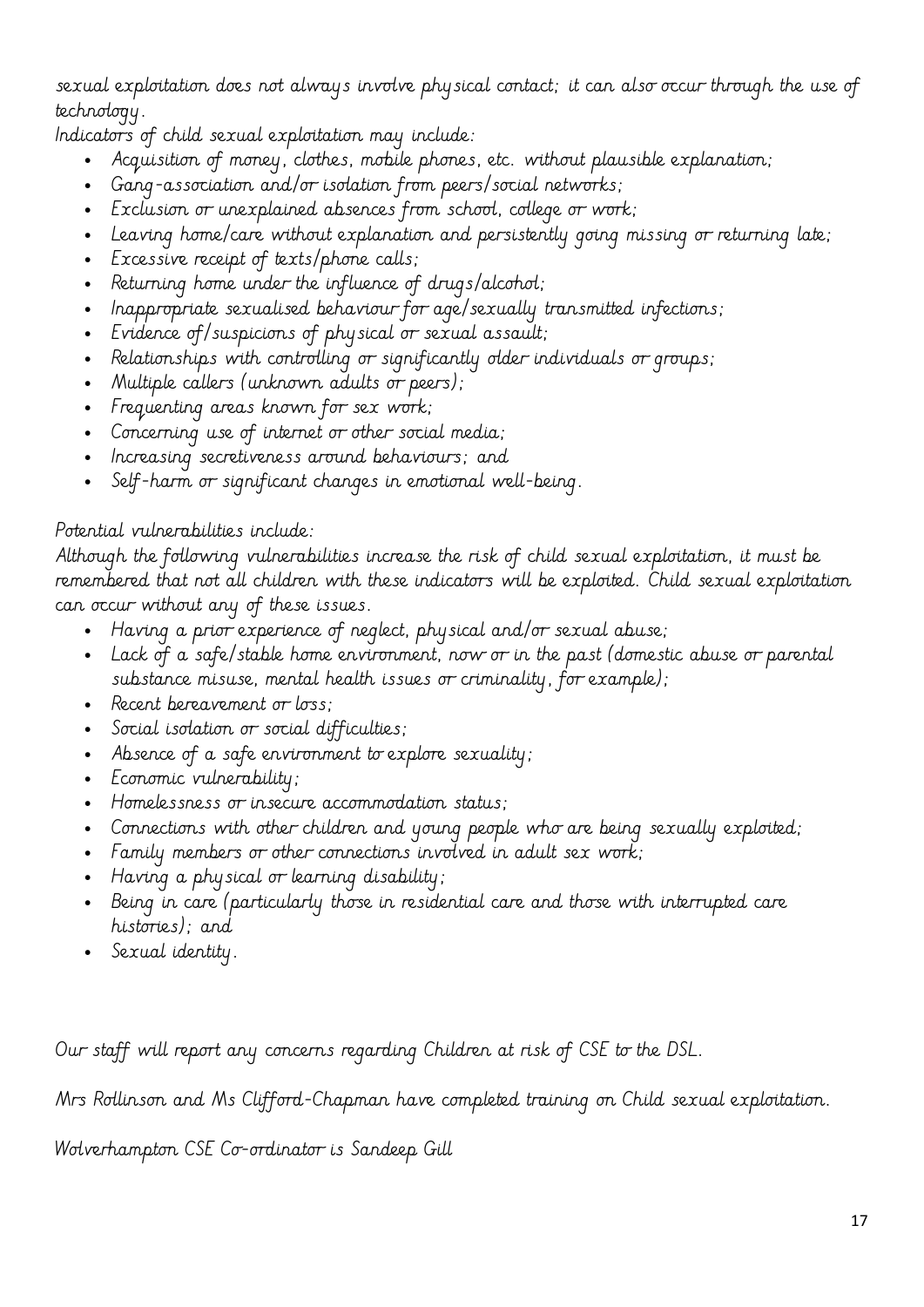sexual exploitation does not always involve physical contact; it can also occur through the use of technology.

Indicators of child sexual exploitation may include:

- Acquisition of money, clothes, mobile phones, etc. without plausible explanation;
- Gang-association and/or isolation from peers/social networks;
- Exclusion or unexplained absences from school, college or work;
- Leaving home/care without explanation and persistently going missing or returning late;
- Excessive receipt of texts/phone calls;
- Returning home under the influence of drugs/alcohol;
- Inappropriate sexualised behaviour for age/sexually transmitted infections;
- Evidence of/suspicions of physical or sexual assault;
- Relationships with controlling or significantly older individuals or groups;
- Multiple callers (unknown adults or peers);
- Frequenting areas known for sex work;
- Concerning use of internet or other social media;
- Increasing secretiveness around behaviours; and
- Self-harm or significant changes in emotional well-being.

Potential vulnerabilities include:

Although the following vulnerabilities increase the risk of child sexual exploitation, it must be remembered that not all children with these indicators will be exploited. Child sexual exploitation can occur without any of these issues.

- Having a prior experience of neglect, physical and/or sexual abuse;
- Lack of a safe/stable home environment, now or in the past (domestic abuse or parental substance misuse, mental health issues or criminality, for example);
- Recent bereavement or loss;
- Social isolation or social difficulties;
- Absence of a safe environment to explore sexuality;
- Economic vulnerability;
- Homelessness or insecure accommodation status;
- Connections with other children and young people who are being sexually exploited;
- Family members or other connections involved in adult sex work;
- Having a physical or learning disability;
- Being in care (particularly those in residential care and those with interrupted care histories); and
- Sexual identity.

Our staff will report any concerns regarding Children at risk of CSE to the DSL.

Mrs Rollinson and Ms Clifford-Chapman have completed training on Child sexual exploitation.

Wolverhampton CSE Co-ordinator is Sandeep Gill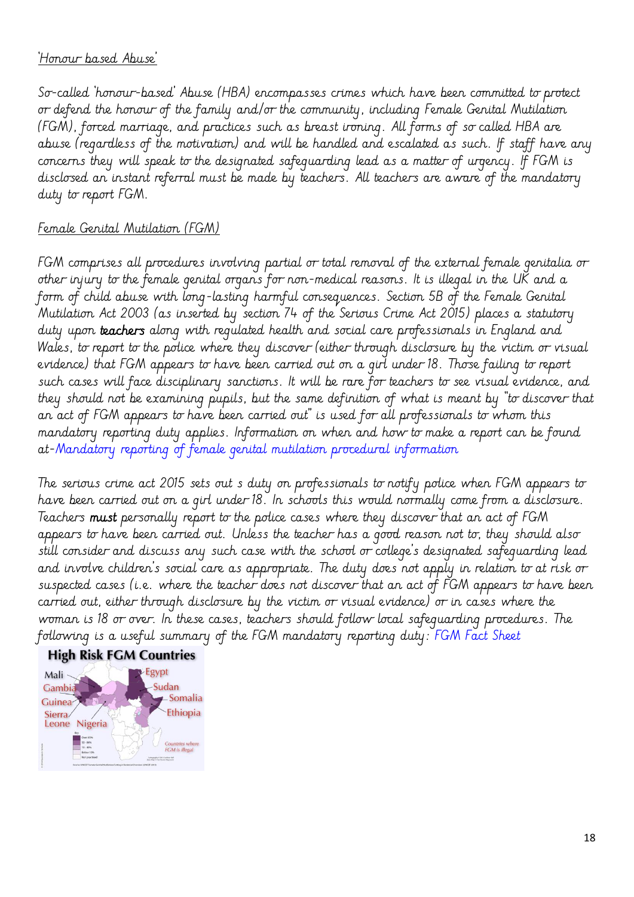## 'Honour based Abuse'

So-called 'honour-based' Abuse (HBA) encompasses crimes which have been committed to protect or defend the honour of the family and/or the community, including Female Genital Mutilation (FGM), forced marriage, and practices such as breast ironing. All forms of so called HBA are abuse (regardless of the motivation) and will be handled and escalated as such. If staff have any concerns they will speak to the designated safeguarding lead as a matter of urgency. If FGM is disclosed an instant referral must be made by teachers. All teachers are aware of the mandatory duty to report FGM.

## Female Genital Mutilation (FGM)

FGM comprises all procedures involving partial or total removal of the external female genitalia or other injury to the female genital organs for non-medical reasons. It is illegal in the UK and a form of child abuse with long-lasting harmful consequences. Section 5B of the Female Genital Mutilation Act 2003 (as inserted by section 74 of the Serious Crime Act 2015) places a statutory duty upon **teachers** along with regulated health and social care professionals in England and Wales, to report to the police where they discover (either through disclosure by the victim or visual evidence) that FGM appears to have been carried out on a girl under 18. Those failing to report such cases will face disciplinary sanctions. It will be rare for teachers to see visual evidence, and they should not be examining pupils, but the same definition of what is meant by "to discover that an act of FGM appears to have been carried out" is used for all professionals to whom this mandatory reporting duty applies. Information on when and how to make a report can be found at-Mandatory reporting of female genital mutilation procedural information

The serious crime act 2015 sets out s duty on professionals to notify police when FGM appears to have been carried out on a girl under 18. In schools this would normally come from a disclosure. Teachers **must** personally report to the police cases where they discover that an act of FGM appears to have been carried out. Unless the teacher has a good reason not to, they should also still consider and discuss any such case with the school or college's designated safeguarding lead and involve children's social care as appropriate. The duty does not apply in relation to at risk or suspected cases (i.e. where the teacher does not discover that an act of FGM appears to have been carried out, either through disclosure by the victim or visual evidence) or in cases where the woman is 18 or over. In these cases, teachers should follow local safeguarding procedures. The following is a useful summary of the FGM mandatory reporting duty: FGM Fact Sheet

**High Risk FGM Countries**

Mali
Gambia
Guinea
Sierra Leone
Nigeria
Egypt
Sudan
Somalia
Ethiopia
Countries where FGM is illegal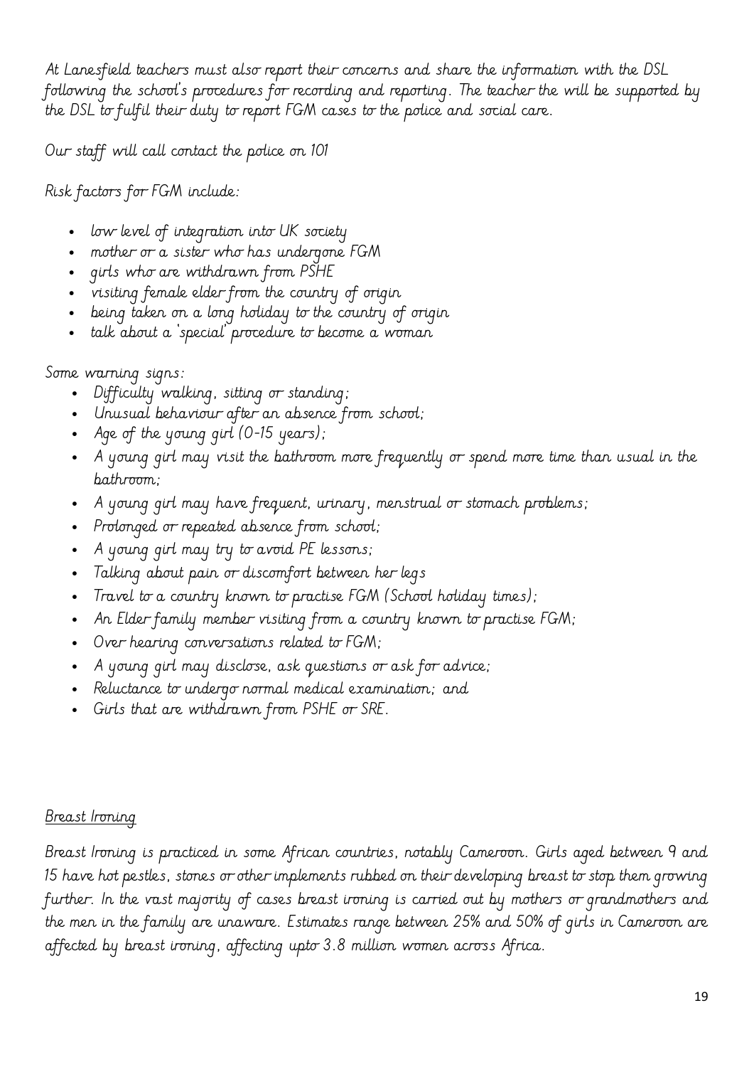At Lanesfield teachers must also report their concerns and share the information with the DSL following the school's procedures for recording and reporting. The teacher the will be supported by the DSL to fulfil their duty to report FGM cases to the police and social care.

Our staff will call contact the police on 101

Risk factors for FGM include:

- low level of integration into UK society
- mother or a sister who has undergone FGM
- girls who are withdrawn from PSHE
- visiting female elder from the country of origin
- being taken on a long holiday to the country of origin
- talk about a 'special' procedure to become a woman

Some warning signs:

- Difficulty walking, sitting or standing;
- Unusual behaviour after an absence from school;
- Age of the young girl (0-15 years);
- A young girl may visit the bathroom more frequently or spend more time than usual in the bathroom;
- A young girl may have frequent, urinary, menstrual or stomach problems;
- Prolonged or repeated absence from school;
- A young girl may try to avoid PE lessons;
- Talking about pain or discomfort between her legs
- Travel to a country known to practise FGM (School holiday times);
- An Elder family member visiting from a country known to practise FGM;
- Over hearing conversations related to FGM;
- A young girl may disclose, ask questions or ask for advice;
- Reluctance to undergo normal medical examination; and
- Girls that are withdrawn from PSHE or SRE.

<u>Breast Ironing</u>

Breast Ironing is practiced in some African countries, notably Cameroon. Girls aged between 9 and 15 have hot pestles, stones or other implements rubbed on their developing breast to stop them growing further. In the vast majority of cases breast ironing is carried out by mothers or grandmothers and the men in the family are unaware. Estimates range between 25% and 50% of girls in Cameroon are affected by breast ironing, affecting upto 3.8 million women across Africa.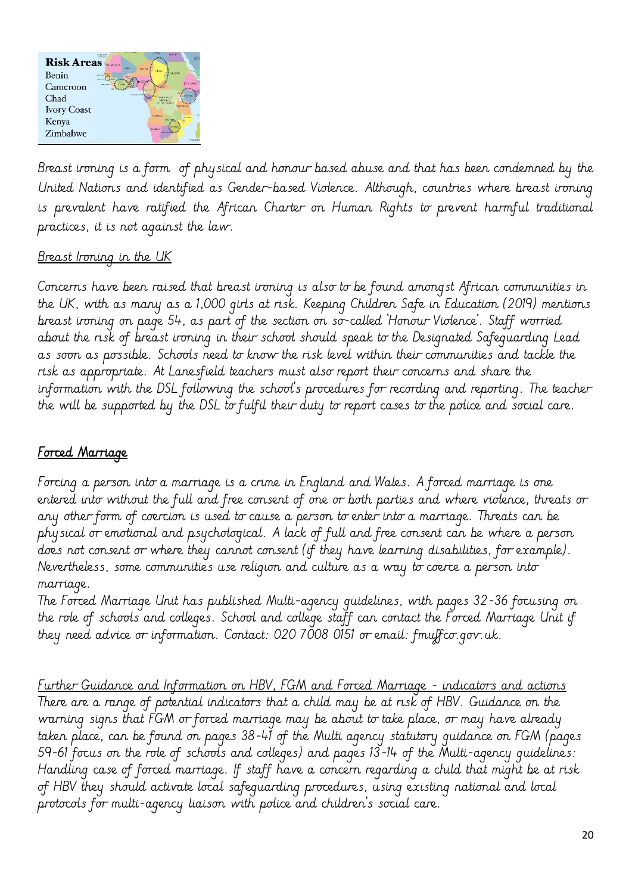**Risk Areas**
Benin
Cameroon
Chad
Ivory Coast
Kenya
Zimbabwe

Breast ironing is a form of physical and honour based abuse and that has been condemned by the United Nations and identified as Gender-based Violence. Although, countries where breast ironing is prevalent have ratified the African Charter on Human Rights to prevent harmful traditional practices, it is not against the law.

<u>Breast Ironing in the UK</u>

Concerns have been raised that breast ironing is also to be found amongst African communities in the UK, with as many as a 1,000 girls at risk. Keeping Children Safe in Education (2019) mentions breast ironing on page 54, as part of the section on so-called 'Honour Violence'. Staff worried about the risk of breast ironing in their school should speak to the Designated Safeguarding Lead as soon as possible. Schools need to know the risk level within their communities and tackle the risk as appropriate. At Lanesfield teachers must also report their concerns and share the information with the DSL following the school's procedures for recording and reporting. The teacher the will be supported by the DSL to fulfil their duty to report cases to the police and social care.

## Forced Marriage

Forcing a person into a marriage is a crime in England and Wales. A forced marriage is one entered into without the full and free consent of one or both parties and where violence, threats or any other form of coercion is used to cause a person to enter into a marriage. Threats can be physical or emotional and psychological. A lack of full and free consent can be where a person does not consent or where they cannot consent (if they have learning disabilities, for example). Nevertheless, some communities use religion and culture as a way to coerce a person into marriage.

The Forced Marriage Unit has published Multi-agency guidelines, with pages 32-36 focusing on the role of schools and colleges. School and college staff can contact the Forced Marriage Unit if they need advice or information. Contact: 020 7008 0151 or email: fmuffco.gov.uk.

<u>Further Guidance and Information on HBV, FGM and Forced Marriage – indicators and actions</u>

There are a range of potential indicators that a child may be at risk of HBV. Guidance on the warning signs that FGM or forced marriage may be about to take place, or may have already taken place, can be found on pages 38-41 of the Multi agency statutory guidance on FGM (pages 59-61 focus on the role of schools and colleges) and pages 13-14 of the Multi-agency guidelines: Handling case of forced marriage. If staff have a concern regarding a child that might be at risk of HBV they should activate local safeguarding procedures, using existing national and local protocols for multi-agency liaison with police and children's social care.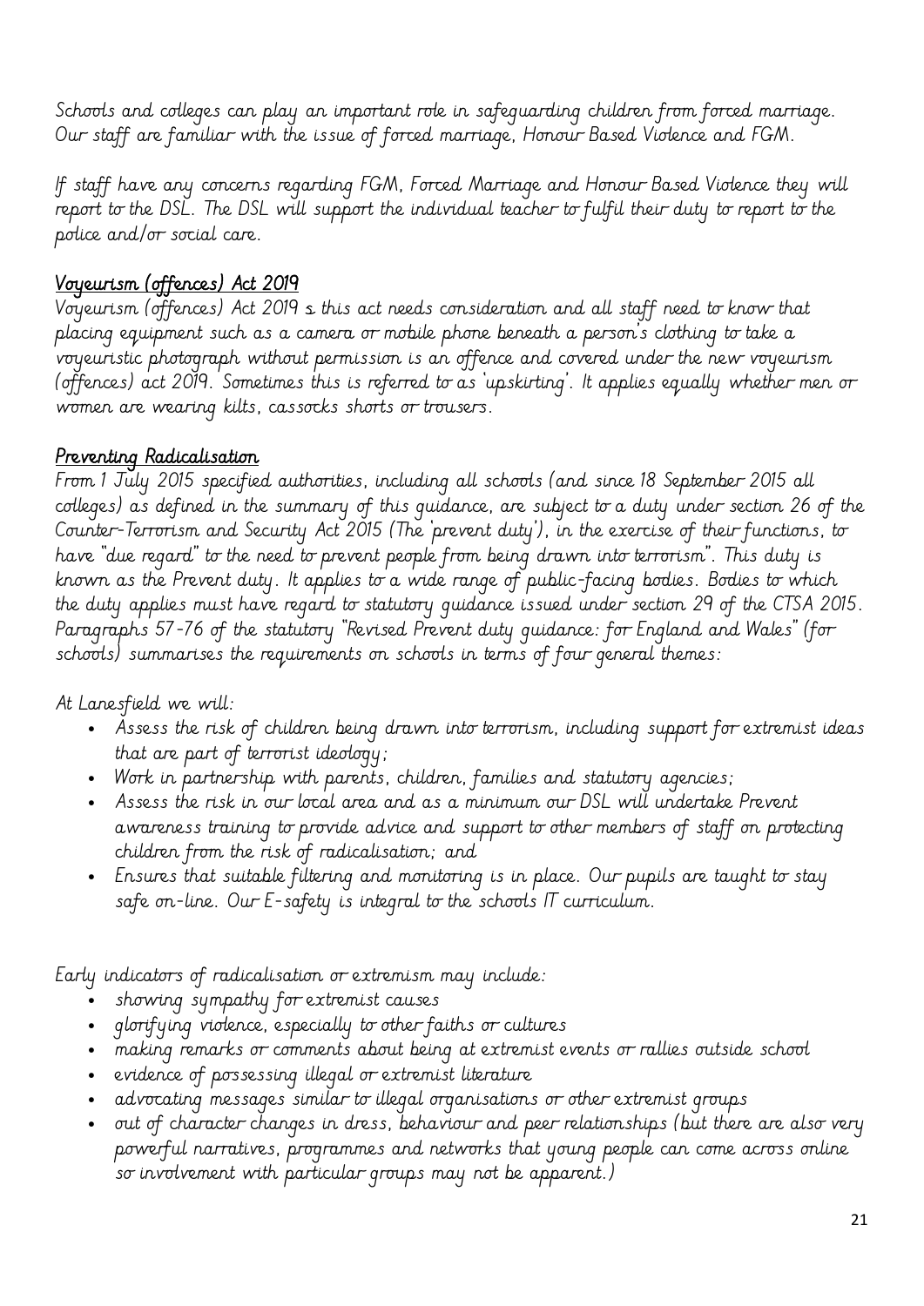Schools and colleges can play an important role in safeguarding children from forced marriage. Our staff are familiar with the issue of forced marriage, Honour Based Violence and FGM.

If staff have any concerns regarding FGM, Forced Marriage and Honour Based Violence they will report to the DSL. The DSL will support the individual teacher to fulfil their duty to report to the police and/or social care.

## Voyeurism (offences) Act 2019

Voyeurism (offences) Act 2019 s this act needs consideration and all staff need to know that placing equipment such as a camera or mobile phone beneath a person's clothing to take a voyeuristic photograph without permission is an offence and covered under the new voyeurism (offences) act 2019. Sometimes this is referred to as 'upskirting'. It applies equally whether men or women are wearing kilts, cassocks shorts or trousers.

## Preventing Radicalisation

From 1 July 2015 specified authorities, including all schools (and since 18 September 2015 all colleges) as defined in the summary of this guidance, are subject to a duty under section 26 of the Counter-Terrorism and Security Act 2015 (The 'prevent duty'), in the exercise of their functions, to have "due regard" to the need to prevent people from being drawn into terrorism". This duty is known as the Prevent duty. It applies to a wide range of public-facing bodies. Bodies to which the duty applies must have regard to statutory guidance issued under section 29 of the CTSA 2015. Paragraphs 57-76 of the statutory "Revised Prevent duty guidance: for England and Wales" (for schools) summarises the requirements on schools in terms of four general themes:

At Lanesfield we will:

- Assess the risk of children being drawn into terrorism, including support for extremist ideas that are part of terrorist ideology;
- Work in partnership with parents, children, families and statutory agencies;
- Assess the risk in our local area and as a minimum our DSL will undertake Prevent awareness training to provide advice and support to other members of staff on protecting children from the risk of radicalisation; and
- Ensures that suitable filtering and monitoring is in place. Our pupils are taught to stay safe on-line. Our E-safety is integral to the schools IT curriculum.

Early indicators of radicalisation or extremism may include:

- showing sympathy for extremist causes
- glorifying violence, especially to other faiths or cultures
- making remarks or comments about being at extremist events or rallies outside school
- evidence of possessing illegal or extremist literature
- advocating messages similar to illegal organisations or other extremist groups
- out of character changes in dress, behaviour and peer relationships (but there are also very powerful narratives, programmes and networks that young people can come across online so involvement with particular groups may not be apparent.)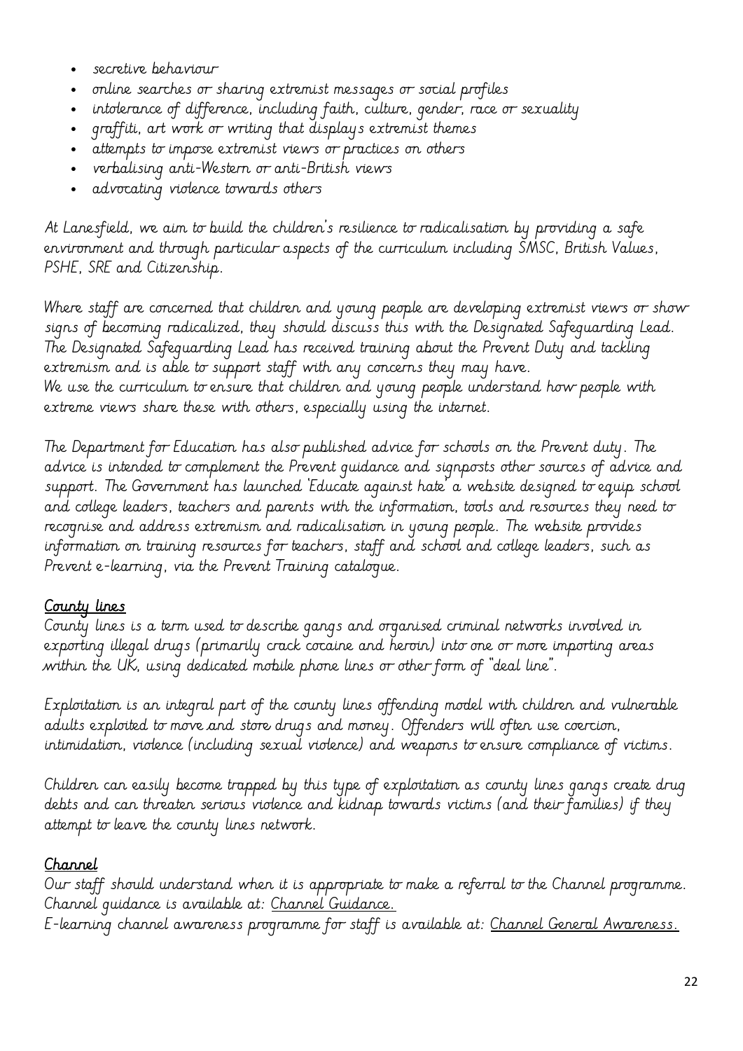- secretive behaviour
- online searches or sharing extremist messages or social profiles
- intolerance of difference, including faith, culture, gender, race or sexuality
- graffiti, art work or writing that displays extremist themes
- attempts to impose extremist views or practices on others
- verbalising anti-Western or anti-British views
- advocating violence towards others

At Lanesfield, we aim to build the children's resilience to radicalisation by providing a safe environment and through particular aspects of the curriculum including SMSC, British Values, PSHE, SRE and Citizenship.

Where staff are concerned that children and young people are developing extremist views or show signs of becoming radicalized, they should discuss this with the Designated Safeguarding Lead. The Designated Safeguarding Lead has received training about the Prevent Duty and tackling extremism and is able to support staff with any concerns they may have.
We use the curriculum to ensure that children and young people understand how people with extreme views share these with others, especially using the internet.

The Department for Education has also published advice for schools on the Prevent duty. The advice is intended to complement the Prevent guidance and signposts other sources of advice and support. The Government has launched 'Educate against hate' a website designed to equip school and college leaders, teachers and parents with the information, tools and resources they need to recognise and address extremism and radicalisation in young people. The website provides information on training resources for teachers, staff and school and college leaders, such as Prevent e-learning, via the Prevent Training catalogue.

## County lines

County lines is a term used to describe gangs and organised criminal networks involved in exporting illegal drugs (primarily crack cocaine and heroin) into one or more importing areas within the UK, using dedicated mobile phone lines or other form of "deal line".

Exploitation is an integral part of the county lines offending model with children and vulnerable adults exploited to move and store drugs and money. Offenders will often use coercion, intimidation, violence (including sexual violence) and weapons to ensure compliance of victims.

Children can easily become trapped by this type of exploitation as county lines gangs create drug debts and can threaten serious violence and kidnap towards victims (and their families) if they attempt to leave the county lines network.

## Channel

Our staff should understand when it is appropriate to make a referral to the Channel programme. Channel guidance is available at: Channel Guidance.
E-learning channel awareness programme for staff is available at: Channel General Awareness.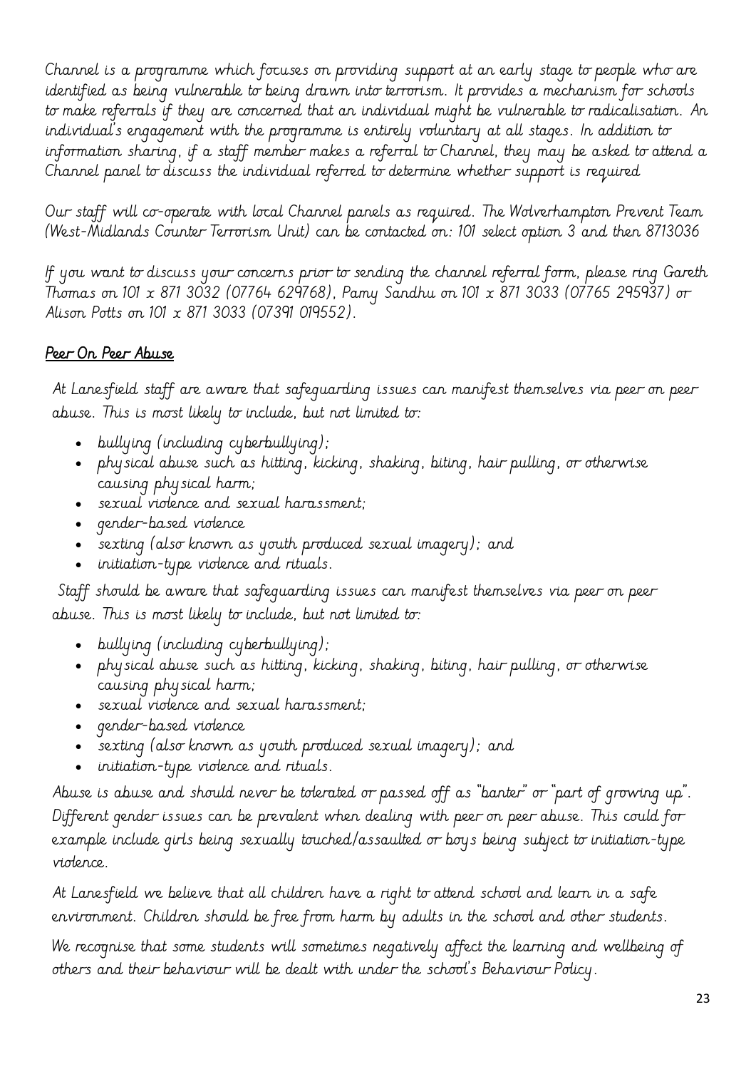Channel is a programme which focuses on providing support at an early stage to people who are identified as being vulnerable to being drawn into terrorism. It provides a mechanism for schools to make referrals if they are concerned that an individual might be vulnerable to radicalisation. An individual's engagement with the programme is entirely voluntary at all stages. In addition to information sharing, if a staff member makes a referral to Channel, they may be asked to attend a Channel panel to discuss the individual referred to determine whether support is required

Our staff will co-operate with local Channel panels as required. The Wolverhampton Prevent Team (West-Midlands Counter Terrorism Unit) can be contacted on: 101 select option 3 and then 8713036

If you want to discuss your concerns prior to sending the channel referral form, please ring Gareth Thomas on 101 x 871 3032 (07764 629768), Pamy Sandhu on 101 x 871 3033 (07765 295937) or Alison Potts on 101 x 871 3033 (07391 019552).

## Peer On Peer Abuse

At Lanesfield staff are aware that safeguarding issues can manifest themselves via peer on peer abuse. This is most likely to include, but not limited to:

- bullying (including cyberbullying);
- physical abuse such as hitting, kicking, shaking, biting, hair pulling, or otherwise causing physical harm;
- sexual violence and sexual harassment;
- gender-based violence
- sexting (also known as youth produced sexual imagery); and
- initiation-type violence and rituals.

Staff should be aware that safeguarding issues can manifest themselves via peer on peer abuse. This is most likely to include, but not limited to:

- bullying (including cyberbullying);
- physical abuse such as hitting, kicking, shaking, biting, hair pulling, or otherwise causing physical harm;
- sexual violence and sexual harassment;
- gender-based violence
- sexting (also known as youth produced sexual imagery); and
- initiation-type violence and rituals.

Abuse is abuse and should never be tolerated or passed off as "banter" or "part of growing up". Different gender issues can be prevalent when dealing with peer on peer abuse. This could for example include girls being sexually touched/assaulted or boys being subject to initiation-type violence.

At Lanesfield we believe that all children have a right to attend school and learn in a safe environment. Children should be free from harm by adults in the school and other students.

We recognise that some students will sometimes negatively affect the learning and wellbeing of others and their behaviour will be dealt with under the school's Behaviour Policy.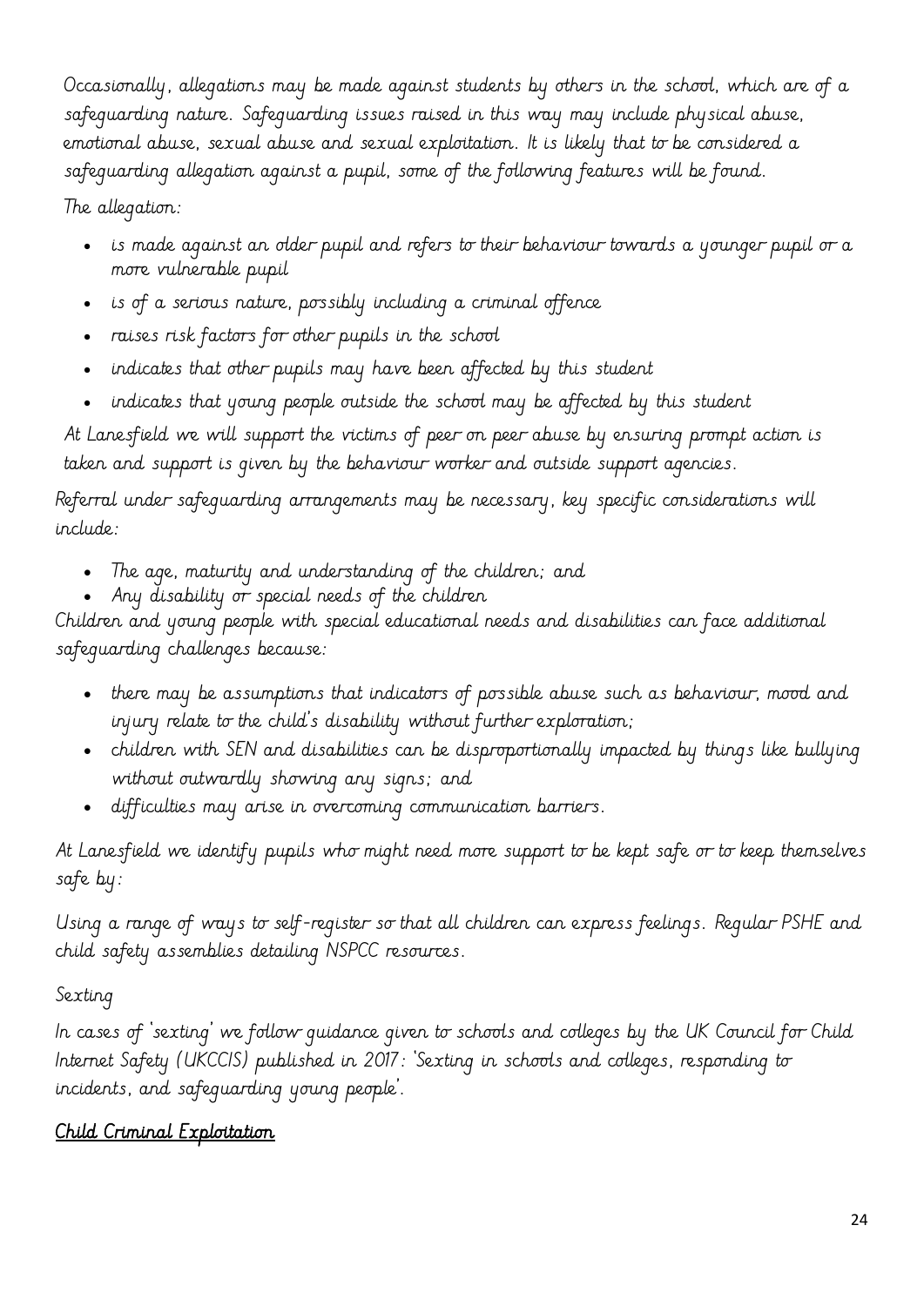Occasionally, allegations may be made against students by others in the school, which are of a safeguarding nature. Safeguarding issues raised in this way may include physical abuse, emotional abuse, sexual abuse and sexual exploitation. It is likely that to be considered a safeguarding allegation against a pupil, some of the following features will be found.

The allegation:

- is made against an older pupil and refers to their behaviour towards a younger pupil or a more vulnerable pupil
- is of a serious nature, possibly including a criminal offence
- raises risk factors for other pupils in the school
- indicates that other pupils may have been affected by this student
- indicates that young people outside the school may be affected by this student

At Lanesfield we will support the victims of peer on peer abuse by ensuring prompt action is taken and support is given by the behaviour worker and outside support agencies.

Referral under safeguarding arrangements may be necessary, key specific considerations will include:

- The age, maturity and understanding of the children; and
- Any disability or special needs of the children

Children and young people with special educational needs and disabilities can face additional safeguarding challenges because:

- there may be assumptions that indicators of possible abuse such as behaviour, mood and injury relate to the child's disability without further exploration;
- children with SEN and disabilities can be disproportionally impacted by things like bullying without outwardly showing any signs; and
- difficulties may arise in overcoming communication barriers.

At Lanesfield we identify pupils who might need more support to be kept safe or to keep themselves safe by:

Using a range of ways to self-register so that all children can express feelings. Regular PSHE and child safety assemblies detailing NSPCC resources.

Sexting

In cases of 'sexting' we follow guidance given to schools and colleges by the UK Council for Child Internet Safety (UKCCIS) published in 2017: 'Sexting in schools and colleges, responding to incidents, and safeguarding young people'.

<u>Child Criminal Exploitation</u>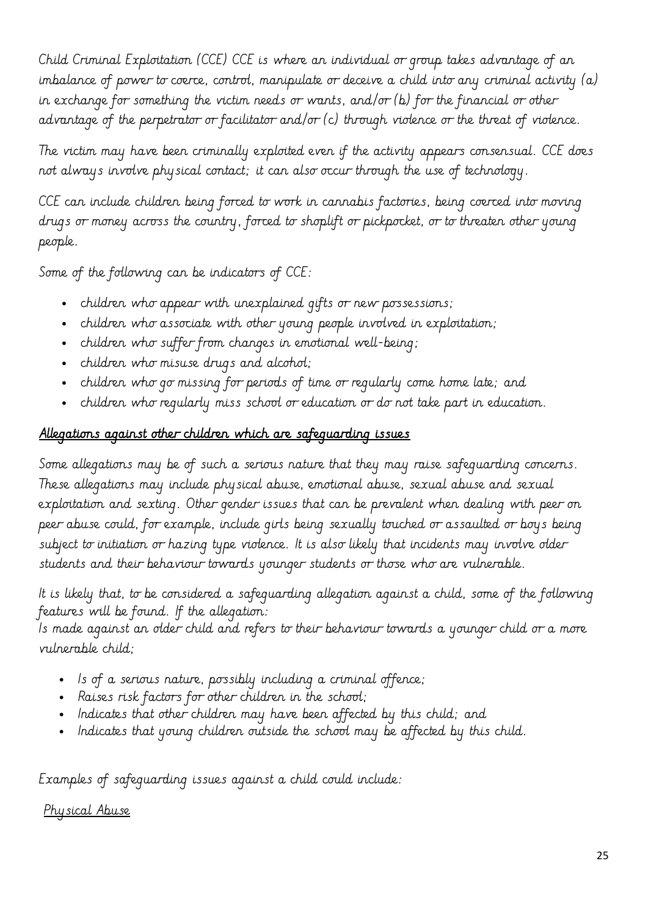Child Criminal Exploitation (CCE) CCE is where an individual or group takes advantage of an imbalance of power to coerce, control, manipulate or deceive a child into any criminal activity (a) in exchange for something the victim needs or wants, and/or (b) for the financial or other advantage of the perpetrator or facilitator and/or (c) through violence or the threat of violence.

The victim may have been criminally exploited even if the activity appears consensual. CCE does not always involve physical contact; it can also occur through the use of technology.

CCE can include children being forced to work in cannabis factories, being coerced into moving drugs or money across the country, forced to shoplift or pickpocket, or to threaten other young people.

Some of the following can be indicators of CCE:

- children who appear with unexplained gifts or new possessions;
- children who associate with other young people involved in exploitation;
- children who suffer from changes in emotional well-being;
- children who misuse drugs and alcohol;
- children who go missing for periods of time or regularly come home late; and
- children who regularly miss school or education or do not take part in education.

## Allegations against other children which are safeguarding issues

Some allegations may be of such a serious nature that they may raise safeguarding concerns. These allegations may include physical abuse, emotional abuse, sexual abuse and sexual exploitation and sexting. Other gender issues that can be prevalent when dealing with peer on peer abuse could, for example, include girls being sexually touched or assaulted or boys being subject to initiation or hazing type violence. It is also likely that incidents may involve older students and their behaviour towards younger students or those who are vulnerable.

It is likely that, to be considered a safeguarding allegation against a child, some of the following features will be found. If the allegation:
Is made against an older child and refers to their behaviour towards a younger child or a more vulnerable child;

- Is of a serious nature, possibly including a criminal offence;
- Raises risk factors for other children in the school;
- Indicates that other children may have been affected by this child; and
- Indicates that young children outside the school may be affected by this child.

Examples of safeguarding issues against a child could include:

Physical Abuse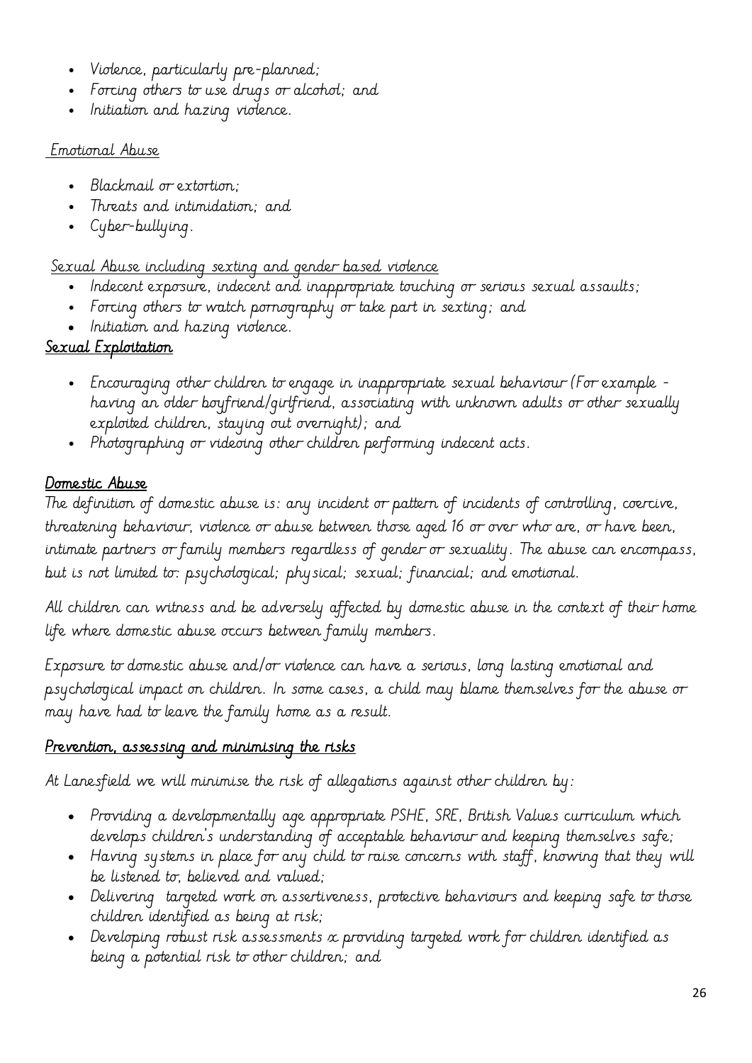- Violence, particularly pre-planned;
- Forcing others to use drugs or alcohol; and
- Initiation and hazing violence.

Emotional Abuse

- Blackmail or extortion;
- Threats and intimidation; and
- Cyber-bullying.

Sexual Abuse including sexting and gender based violence

- Indecent exposure, indecent and inappropriate touching or serious sexual assaults;
- Forcing others to watch pornography or take part in sexting; and
- Initiation and hazing violence.

**Sexual Exploitation**

- Encouraging other children to engage in inappropriate sexual behaviour (For example - having an older boyfriend/girlfriend, associating with unknown adults or other sexually exploited children, staying out overnight); and
- Photographing or videoing other children performing indecent acts.

**Domestic Abuse**

The definition of domestic abuse is: any incident or pattern of incidents of controlling, coercive, threatening behaviour, violence or abuse between those aged 16 or over who are, or have been, intimate partners or family members regardless of gender or sexuality. The abuse can encompass, but is not limited to: psychological; physical; sexual; financial; and emotional.

All children can witness and be adversely affected by domestic abuse in the context of their home life where domestic abuse occurs between family members.

Exposure to domestic abuse and/or violence can have a serious, long lasting emotional and psychological impact on children. In some cases, a child may blame themselves for the abuse or may have had to leave the family home as a result.

**Prevention, assessing and minimising the risks**

At Lanesfield we will minimise the risk of allegations against other children by:

- Providing a developmentally age appropriate PSHE, SRE, British Values curriculum which develops children's understanding of acceptable behaviour and keeping themselves safe;
- Having systems in place for any child to raise concerns with staff, knowing that they will be listened to, believed and valued;
- Delivering targeted work on assertiveness, protective behaviours and keeping safe to those children identified as being at risk;
- Developing robust risk assessments & providing targeted work for children identified as being a potential risk to other children; and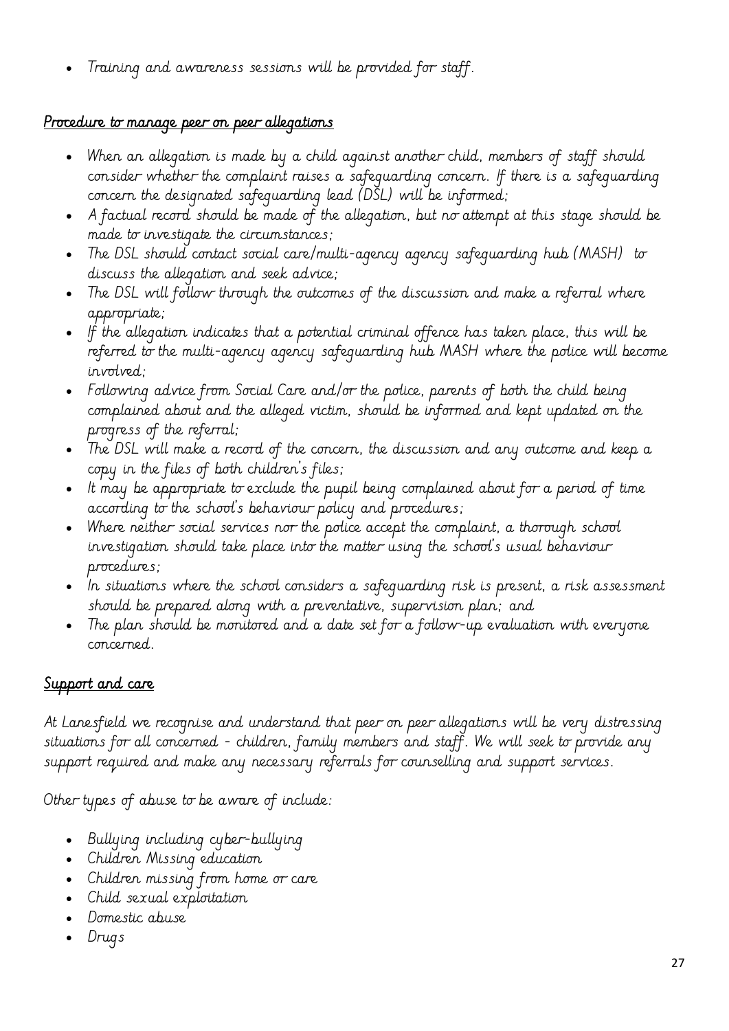- Training and awareness sessions will be provided for staff.

## Procedure to manage peer on peer allegations

- When an allegation is made by a child against another child, members of staff should consider whether the complaint raises a safeguarding concern. If there is a safeguarding concern the designated safeguarding lead (DSL) will be informed;
- A factual record should be made of the allegation, but no attempt at this stage should be made to investigate the circumstances;
- The DSL should contact social care/multi-agency agency safeguarding hub (MASH) to discuss the allegation and seek advice;
- The DSL will follow through the outcomes of the discussion and make a referral where appropriate;
- If the allegation indicates that a potential criminal offence has taken place, this will be referred to the multi-agency agency safeguarding hub MASH where the police will become involved;
- Following advice from Social Care and/or the police, parents of both the child being complained about and the alleged victim, should be informed and kept updated on the progress of the referral;
- The DSL will make a record of the concern, the discussion and any outcome and keep a copy in the files of both children's files;
- It may be appropriate to exclude the pupil being complained about for a period of time according to the school's behaviour policy and procedures;
- Where neither social services nor the police accept the complaint, a thorough school investigation should take place into the matter using the school's usual behaviour procedures;
- In situations where the school considers a safeguarding risk is present, a risk assessment should be prepared along with a preventative, supervision plan; and
- The plan should be monitored and a date set for a follow-up evaluation with everyone concerned.

## Support and care

At Lanesfield we recognise and understand that peer on peer allegations will be very distressing situations for all concerned - children, family members and staff. We will seek to provide any support required and make any necessary referrals for counselling and support services.

Other types of abuse to be aware of include:

- Bullying including cyber-bullying
- Children Missing education
- Children missing from home or care
- Child sexual exploitation
- Domestic abuse
- Drugs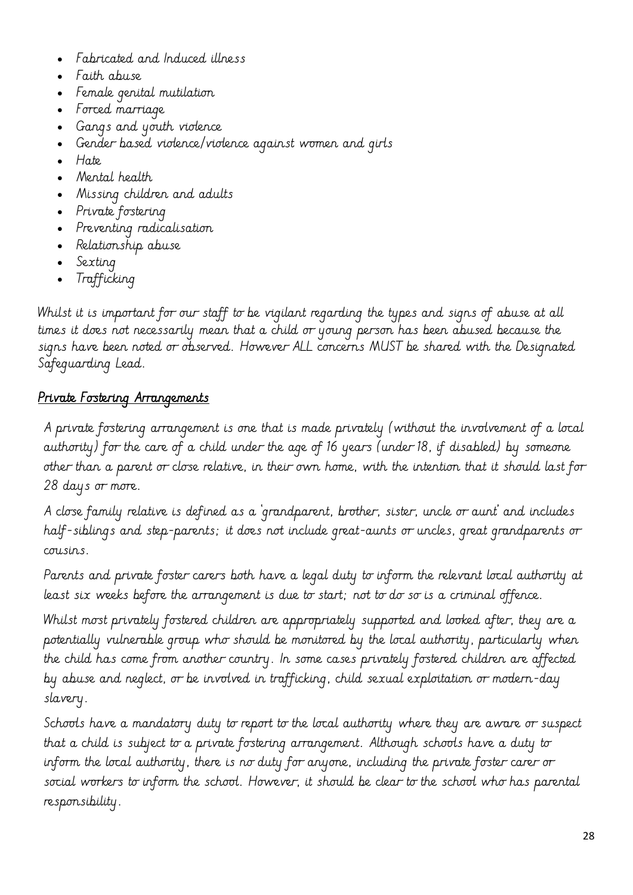- Fabricated and Induced illness
- Faith abuse
- Female genital mutilation
- Forced marriage
- Gangs and youth violence
- Gender based violence/violence against women and girls
- Hate
- Mental health
- Missing children and adults
- Private fostering
- Preventing radicalisation
- Relationship abuse
- Sexting
- Trafficking

Whilst it is important for our staff to be vigilant regarding the types and signs of abuse at all times it does not necessarily mean that a child or young person has been abused because the signs have been noted or observed. However ALL concerns MUST be shared with the Designated Safeguarding Lead.

## Private Fostering Arrangements

A private fostering arrangement is one that is made privately (without the involvement of a local authority) for the care of a child under the age of 16 years (under 18, if disabled) by someone other than a parent or close relative, in their own home, with the intention that it should last for 28 days or more.

A close family relative is defined as a 'grandparent, brother, sister, uncle or aunt' and includes half-siblings and step-parents; it does not include great-aunts or uncles, great grandparents or cousins.

Parents and private foster carers both have a legal duty to inform the relevant local authority at least six weeks before the arrangement is due to start; not to do so is a criminal offence.

Whilst most privately fostered children are appropriately supported and looked after, they are a potentially vulnerable group who should be monitored by the local authority, particularly when the child has come from another country. In some cases privately fostered children are affected by abuse and neglect, or be involved in trafficking, child sexual exploitation or modern-day slavery.

Schools have a mandatory duty to report to the local authority where they are aware or suspect that a child is subject to a private fostering arrangement. Although schools have a duty to inform the local authority, there is no duty for anyone, including the private foster carer or social workers to inform the school. However, it should be clear to the school who has parental responsibility.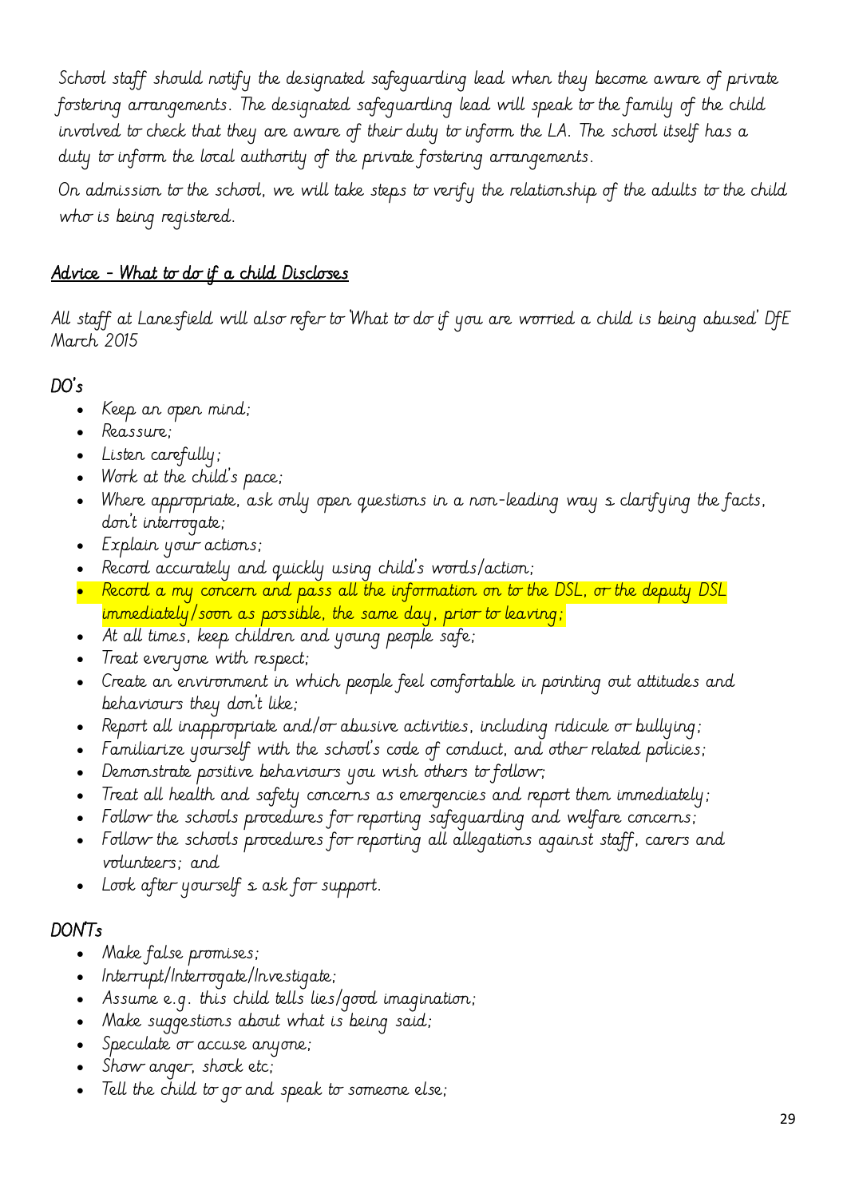School staff should notify the designated safeguarding lead when they become aware of private fostering arrangements. The designated safeguarding lead will speak to the family of the child involved to check that they are aware of their duty to inform the LA. The school itself has a duty to inform the local authority of the private fostering arrangements.

On admission to the school, we will take steps to verify the relationship of the adults to the child who is being registered.

## Advice – What to do if a child Discloses

All staff at Lanesfield will also refer to 'What to do if you are worried a child is being abused' DfE March 2015

### DO's

- Keep an open mind;
- Reassure;
- Listen carefully;
- Work at the child's pace;
- Where appropriate, ask only open questions in a non-leading way & clarifying the facts, don't interrogate;
- Explain your actions;
- Record accurately and quickly using child's words/action;
- Record a my concern and pass all the information on to the DSL, or the deputy DSL immediately/soon as possible, the same day, prior to leaving;
- At all times, keep children and young people safe;
- Treat everyone with respect;
- Create an environment in which people feel comfortable in pointing out attitudes and behaviours they don't like;
- Report all inappropriate and/or abusive activities, including ridicule or bullying;
- Familiarize yourself with the school's code of conduct, and other related policies;
- Demonstrate positive behaviours you wish others to follow;
- Treat all health and safety concerns as emergencies and report them immediately;
- Follow the schools procedures for reporting safeguarding and welfare concerns;
- Follow the schools procedures for reporting all allegations against staff, carers and volunteers; and
- Look after yourself & ask for support.

### DONTs

- Make false promises;
- Interrupt/Interrogate/Investigate;
- Assume e.g. this child tells lies/good imagination;
- Make suggestions about what is being said;
- Speculate or accuse anyone;
- Show anger, shock etc;
- Tell the child to go and speak to someone else;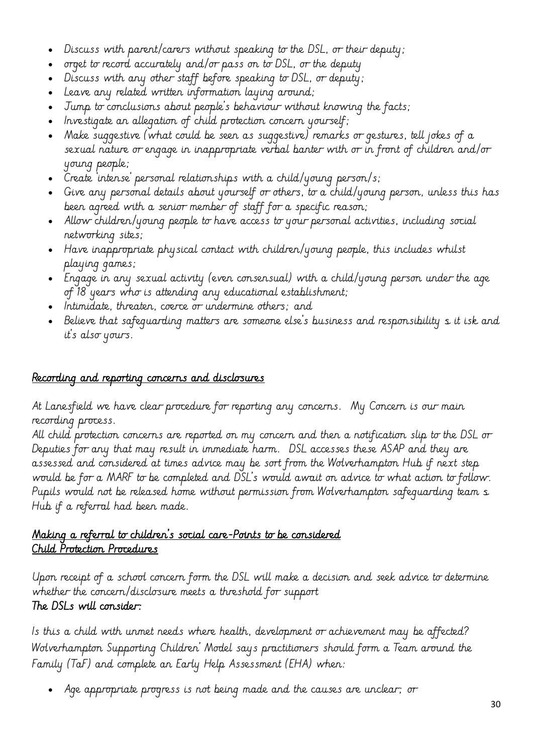- Discuss with parent/carers without speaking to the DSL, or their deputy;
- orget to record accurately and/or pass on to DSL, or the deputy
- Discuss with any other staff before speaking to DSL, or deputy;
- Leave any related written information laying around;
- Jump to conclusions about people's behaviour without knowing the facts;
- Investigate an allegation of child protection concern yourself;
- Make suggestive (what could be seen as suggestive) remarks or gestures, tell jokes of a sexual nature or engage in inappropriate verbal banter with or in front of children and/or young people;
- Create 'intense' personal relationships with a child/young person/s;
- Give any personal details about yourself or others, to a child/young person, unless this has been agreed with a senior member of staff for a specific reason;
- Allow children/young people to have access to your personal activities, including social networking sites;
- Have inappropriate physical contact with children/young people, this includes whilst playing games;
- Engage in any sexual activity (even consensual) with a child/young person under the age of 18 years who is attending any educational establishment;
- Intimidate, threaten, coerce or undermine others; and
- Believe that safeguarding matters are someone else's business and responsibility s it isk and it's also yours.

## Recording and reporting concerns and disclosures

At Lanesfield we have clear procedure for reporting any concerns. My Concern is our main recording process.

All child protection concerns are reported on my concern and then a notification slip to the DSL or Deputies for any that may result in immediate harm. DSL accesses these ASAP and they are assessed and considered at times advice may be sort from the Wolverhampton Hub if next step would be for a MARF to be completed and DSL's would await on advice to what action to follow. Pupils would not be released home without permission from Wolverhampton safeguarding team s Hub if a referral had been made.

## Making a referral to children's social care-Points to be considered
## Child Protection Procedures

Upon receipt of a school concern form the DSL will make a decision and seek advice to determine whether the concern/disclosure meets a threshold for support

**The DSLs will consider:**

Is this a child with unmet needs where health, development or achievement may be affected? Wolverhampton Supporting Children' Model says practitioners should form a Team around the Family (TaF) and complete an Early Help Assessment (EHA) when:

- Age appropriate progress is not being made and the causes are unclear; or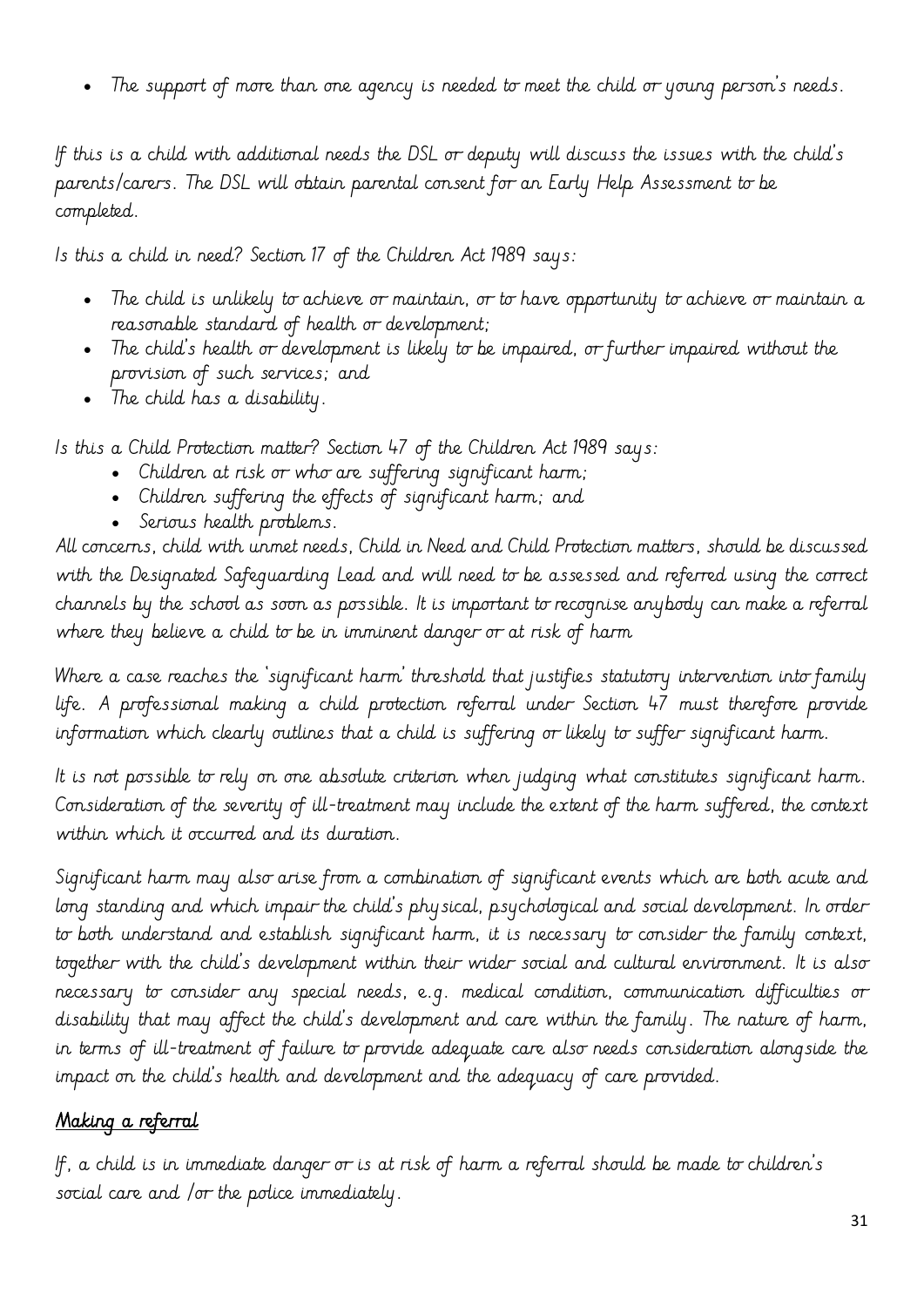- The support of more than one agency is needed to meet the child or young person's needs.

If this is a child with additional needs the DSL or deputy will discuss the issues with the child's parents/carers. The DSL will obtain parental consent for an Early Help Assessment to be completed.

Is this a child in need? Section 17 of the Children Act 1989 says:

- The child is unlikely to achieve or maintain, or to have opportunity to achieve or maintain a reasonable standard of health or development;
- The child's health or development is likely to be impaired, or further impaired without the provision of such services; and
- The child has a disability.

Is this a Child Protection matter? Section 47 of the Children Act 1989 says:

- Children at risk or who are suffering significant harm;
- Children suffering the effects of significant harm; and
- Serious health problems.

All concerns, child with unmet needs, Child in Need and Child Protection matters, should be discussed with the Designated Safeguarding Lead and will need to be assessed and referred using the correct channels by the school as soon as possible. It is important to recognise anybody can make a referral where they believe a child to be in imminent danger or at risk of harm

Where a case reaches the 'significant harm' threshold that justifies statutory intervention into family life. A professional making a child protection referral under Section 47 must therefore provide information which clearly outlines that a child is suffering or likely to suffer significant harm.

It is not possible to rely on one absolute criterion when judging what constitutes significant harm. Consideration of the severity of ill-treatment may include the extent of the harm suffered, the context within which it occurred and its duration.

Significant harm may also arise from a combination of significant events which are both acute and long standing and which impair the child's physical, psychological and social development. In order to both understand and establish significant harm, it is necessary to consider the family context, together with the child's development within their wider social and cultural environment. It is also necessary to consider any special needs, e.g. medical condition, communication difficulties or disability that may affect the child's development and care within the family. The nature of harm, in terms of ill-treatment of failure to provide adequate care also needs consideration alongside the impact on the child's health and development and the adequacy of care provided.

## Making a referral

If, a child is in immediate danger or is at risk of harm a referral should be made to children's social care and /or the police immediately.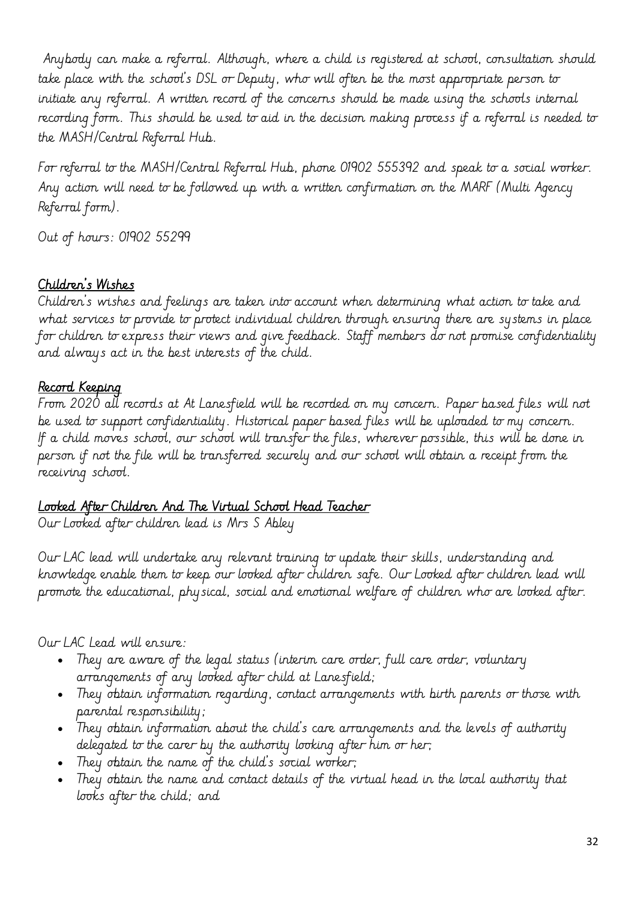Anybody can make a referral. Although, where a child is registered at school, consultation should take place with the school's DSL or Deputy, who will often be the most appropriate person to initiate any referral. A written record of the concerns should be made using the schools internal recording form. This should be used to aid in the decision making process if a referral is needed to the MASH/Central Referral Hub.

For referral to the MASH/Central Referral Hub, phone 01902 555392 and speak to a social worker. Any action will need to be followed up with a written confirmation on the MARF (Multi Agency Referral form).

Out of hours: 01902 55299

## Children's Wishes

Children's wishes and feelings are taken into account when determining what action to take and what services to provide to protect individual children through ensuring there are systems in place for children to express their views and give feedback. Staff members do not promise confidentiality and always act in the best interests of the child.

## Record Keeping

From 2020 all records at At Lanesfield will be recorded on my concern. Paper based files will not be used to support confidentiality. Historical paper based files will be uploaded to my concern. If a child moves school, our school will transfer the files, wherever possible, this will be done in person if not the file will be transferred securely and our school will obtain a receipt from the receiving school.

## Looked After Children And The Virtual School Head Teacher

Our Looked after children lead is Mrs S Abley

Our LAC lead will undertake any relevant training to update their skills, understanding and knowledge enable them to keep our looked after children safe. Our Looked after children lead will promote the educational, physical, social and emotional welfare of children who are looked after.

Our LAC Lead will ensure:

- They are aware of the legal status (interim care order, full care order, voluntary arrangements of any looked after child at Lanesfield;
- They obtain information regarding, contact arrangements with birth parents or those with parental responsibility;
- They obtain information about the child's care arrangements and the levels of authority delegated to the carer by the authority looking after him or her;
- They obtain the name of the child's social worker;
- They obtain the name and contact details of the virtual head in the local authority that looks after the child; and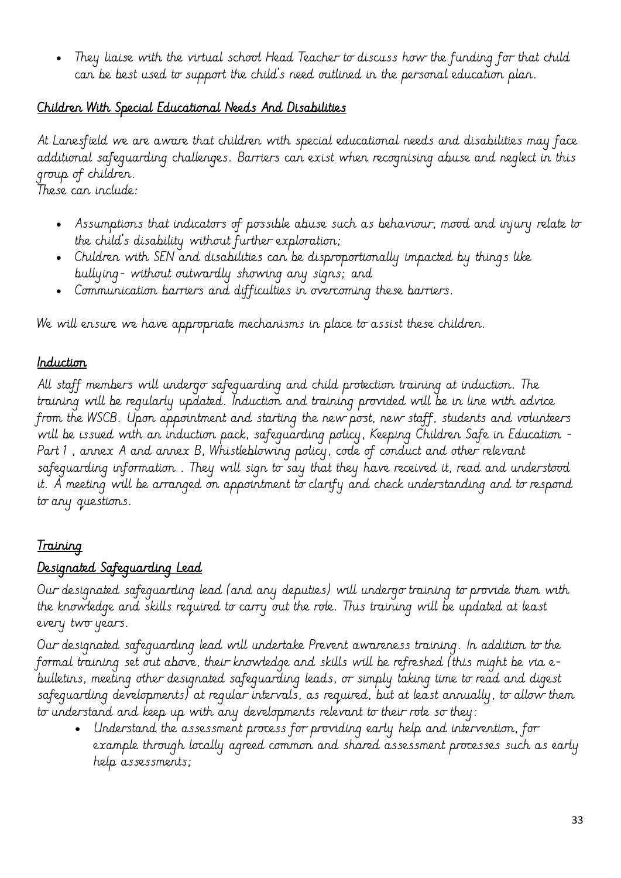- They liaise with the virtual school Head Teacher to discuss how the funding for that child can be best used to support the child's need outlined in the personal education plan.

## Children With Special Educational Needs And Disabilities

At Lanesfield we are aware that children with special educational needs and disabilities may face additional safeguarding challenges. Barriers can exist when recognising abuse and neglect in this group of children.
These can include:

- Assumptions that indicators of possible abuse such as behaviour, mood and injury relate to the child's disability without further exploration;
- Children with SEN and disabilities can be disproportionally impacted by things like bullying- without outwardly showing any signs; and
- Communication barriers and difficulties in overcoming these barriers.

We will ensure we have appropriate mechanisms in place to assist these children.

## Induction

All staff members will undergo safeguarding and child protection training at induction. The training will be regularly updated. Induction and training provided will be in line with advice from the WSCB. Upon appointment and starting the new post, new staff, students and volunteers will be issued with an induction pack, safeguarding policy, Keeping Children Safe in Education - Part 1 , annex A and annex B, Whistleblowing policy, code of conduct and other relevant safeguarding information . They will sign to say that they have received it, read and understood it. A meeting will be arranged on appointment to clarify and check understanding and to respond to any questions.

## Training

### Designated Safeguarding Lead

Our designated safeguarding lead (and any deputies) will undergo training to provide them with the knowledge and skills required to carry out the role. This training will be updated at least every two years.

Our designated safeguarding lead will undertake Prevent awareness training. In addition to the formal training set out above, their knowledge and skills will be refreshed (this might be via e-bulletins, meeting other designated safeguarding leads, or simply taking time to read and digest safeguarding developments) at regular intervals, as required, but at least annually, to allow them to understand and keep up with any developments relevant to their role so they:

- Understand the assessment process for providing early help and intervention, for example through locally agreed common and shared assessment processes such as early help assessments;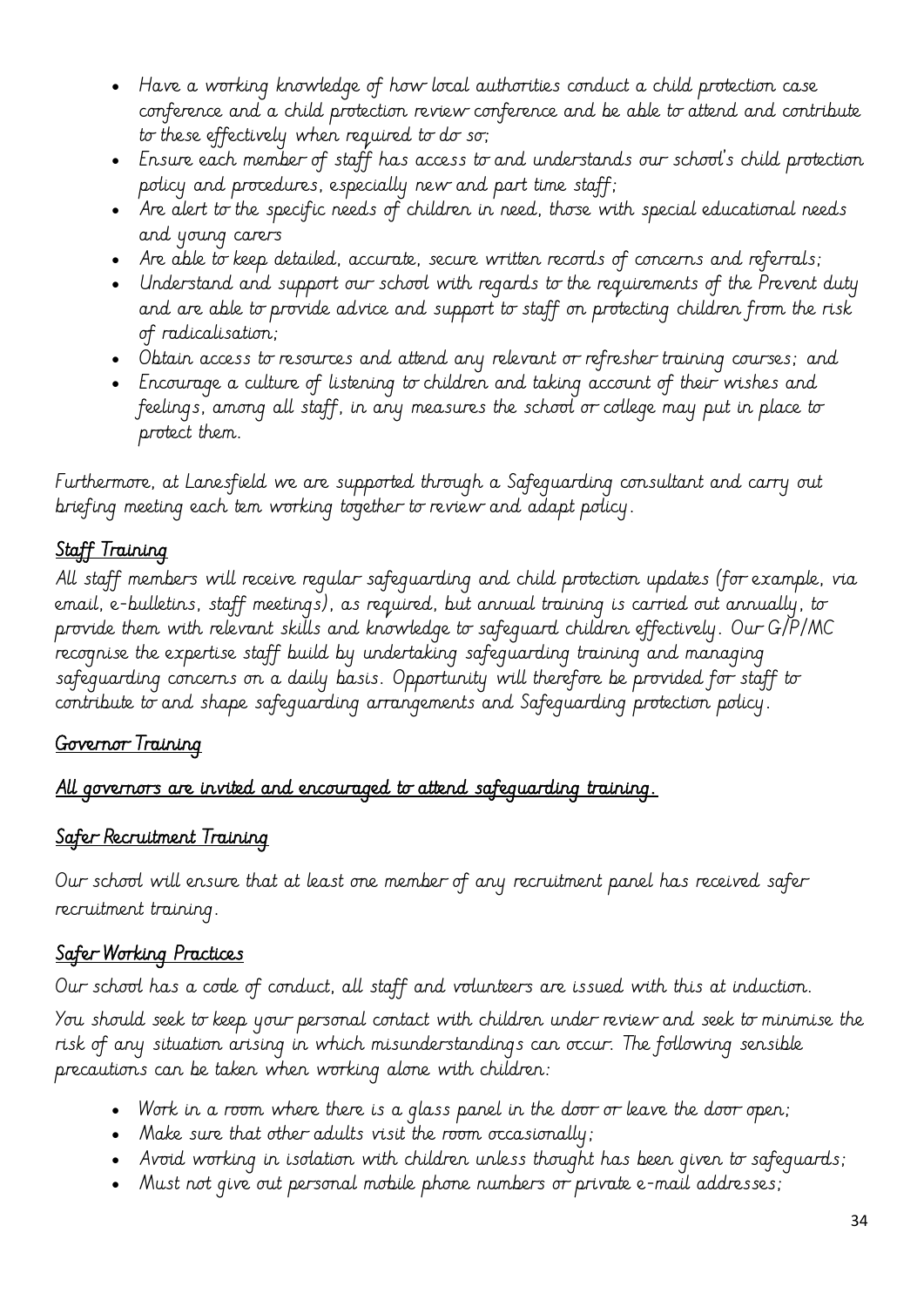- Have a working knowledge of how local authorities conduct a child protection case conference and a child protection review conference and be able to attend and contribute to these effectively when required to do so;
- Ensure each member of staff has access to and understands our school's child protection policy and procedures, especially new and part time staff;
- Are alert to the specific needs of children in need, those with special educational needs and young carers
- Are able to keep detailed, accurate, secure written records of concerns and referrals;
- Understand and support our school with regards to the requirements of the Prevent duty and are able to provide advice and support to staff on protecting children from the risk of radicalisation;
- Obtain access to resources and attend any relevant or refresher training courses; and
- Encourage a culture of listening to children and taking account of their wishes and feelings, among all staff, in any measures the school or college may put in place to protect them.

Furthermore, at Lanesfield we are supported through a Safeguarding consultant and carry out briefing meeting each tem working together to review and adapt policy.

## Staff Training

All staff members will receive regular safeguarding and child protection updates (for example, via email, e-bulletins, staff meetings), as required, but annual training is carried out annually, to provide them with relevant skills and knowledge to safeguard children effectively. Our G/P/MC recognise the expertise staff build by undertaking safeguarding training and managing safeguarding concerns on a daily basis. Opportunity will therefore be provided for staff to contribute to and shape safeguarding arrangements and Safeguarding protection policy.

## Governor Training

**All governors are invited and encouraged to attend safeguarding training.**

## Safer Recruitment Training

Our school will ensure that at least one member of any recruitment panel has received safer recruitment training.

## Safer Working Practices

Our school has a code of conduct, all staff and volunteers are issued with this at induction.

You should seek to keep your personal contact with children under review and seek to minimise the risk of any situation arising in which misunderstandings can occur. The following sensible precautions can be taken when working alone with children:

- Work in a room where there is a glass panel in the door or leave the door open;
- Make sure that other adults visit the room occasionally;
- Avoid working in isolation with children unless thought has been given to safeguards;
- Must not give out personal mobile phone numbers or private e-mail addresses;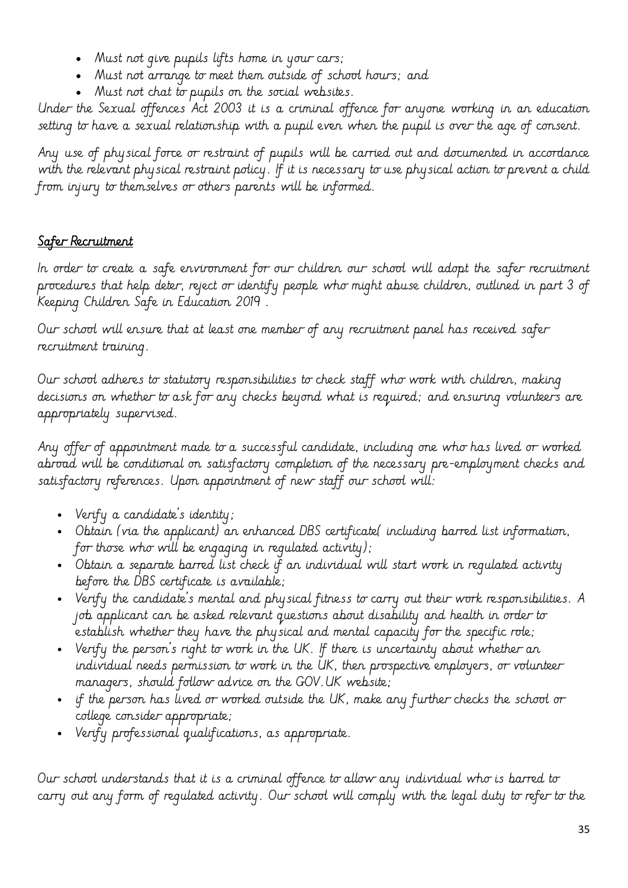- Must not give pupils lifts home in your cars;
- Must not arrange to meet them outside of school hours; and
- Must not chat to pupils on the social websites.

Under the Sexual offences Act 2003 it is a criminal offence for anyone working in an education setting to have a sexual relationship with a pupil even when the pupil is over the age of consent.

Any use of physical force or restraint of pupils will be carried out and documented in accordance with the relevant physical restraint policy. If it is necessary to use physical action to prevent a child from injury to themselves or others parents will be informed.

## Safer Recruitment

In order to create a safe environment for our children our school will adopt the safer recruitment procedures that help deter, reject or identify people who might abuse children, outlined in part 3 of Keeping Children Safe in Education 2019 .

Our school will ensure that at least one member of any recruitment panel has received safer recruitment training.

Our school adheres to statutory responsibilities to check staff who work with children, making decisions on whether to ask for any checks beyond what is required; and ensuring volunteers are appropriately supervised.

Any offer of appointment made to a successful candidate, including one who has lived or worked abroad will be conditional on satisfactory completion of the necessary pre-employment checks and satisfactory references. Upon appointment of new staff our school will:

- Verify a candidate's identity;
- Obtain (via the applicant) an enhanced DBS certificate( including barred list information, for those who will be engaging in regulated activity);
- Obtain a separate barred list check if an individual will start work in regulated activity before the DBS certificate is available;
- Verify the candidate's mental and physical fitness to carry out their work responsibilities. A job applicant can be asked relevant questions about disability and health in order to establish whether they have the physical and mental capacity for the specific role;
- Verify the person's right to work in the UK. If there is uncertainty about whether an individual needs permission to work in the UK, then prospective employers, or volunteer managers, should follow advice on the GOV.UK website;
- if the person has lived or worked outside the UK, make any further checks the school or college consider appropriate;
- Verify professional qualifications, as appropriate.

Our school understands that it is a criminal offence to allow any individual who is barred to carry out any form of regulated activity. Our school will comply with the legal duty to refer to the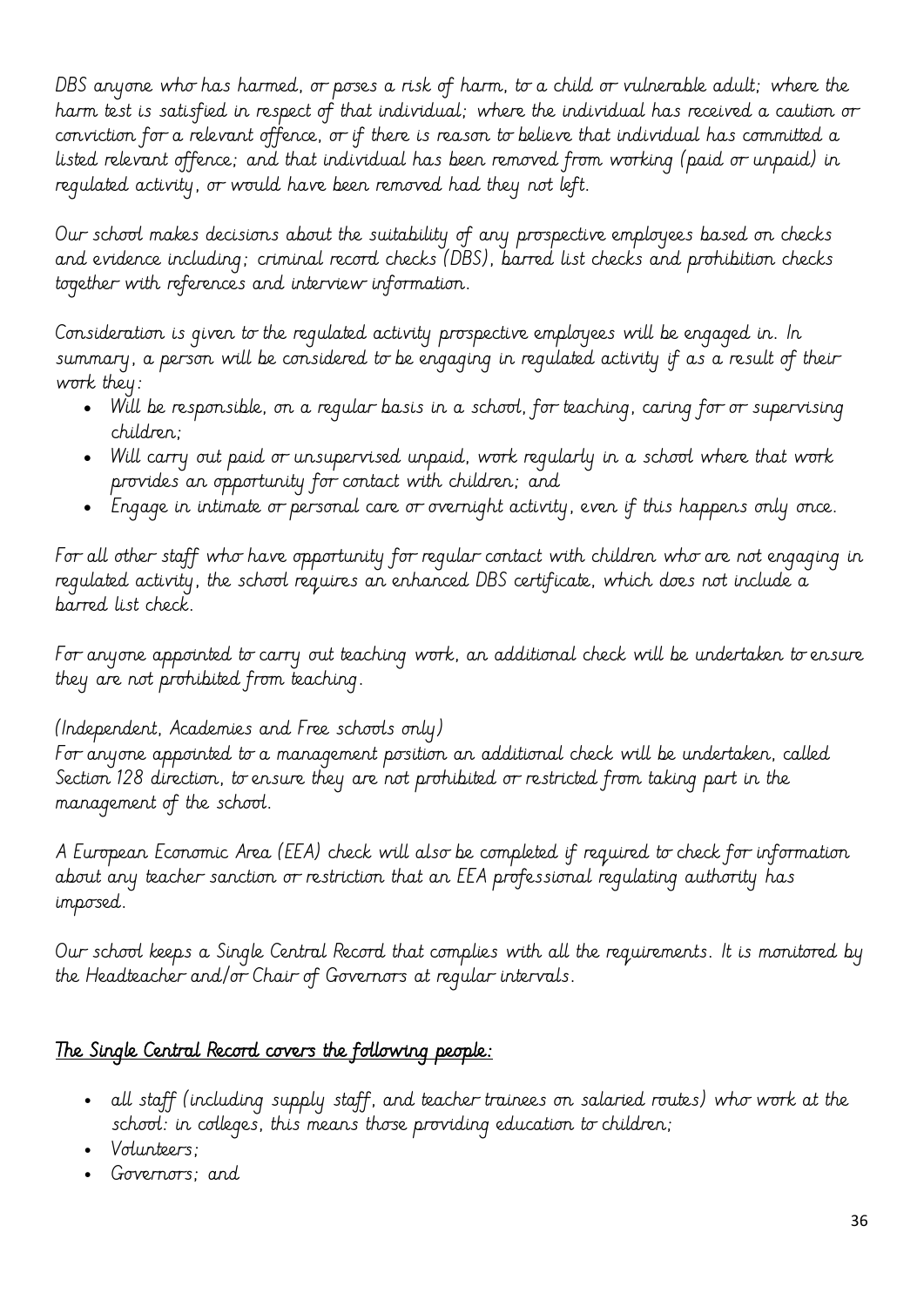DBS anyone who has harmed, or poses a risk of harm, to a child or vulnerable adult; where the harm test is satisfied in respect of that individual; where the individual has received a caution or conviction for a relevant offence, or if there is reason to believe that individual has committed a listed relevant offence; and that individual has been removed from working (paid or unpaid) in regulated activity, or would have been removed had they not left.

Our school makes decisions about the suitability of any prospective employees based on checks and evidence including; criminal record checks (DBS), barred list checks and prohibition checks together with references and interview information.

Consideration is given to the regulated activity prospective employees will be engaged in. In summary, a person will be considered to be engaging in regulated activity if as a result of their work they:

- Will be responsible, on a regular basis in a school, for teaching, caring for or supervising children;
- Will carry out paid or unsupervised unpaid, work regularly in a school where that work provides an opportunity for contact with children; and
- Engage in intimate or personal care or overnight activity, even if this happens only once.

For all other staff who have opportunity for regular contact with children who are not engaging in regulated activity, the school requires an enhanced DBS certificate, which does not include a barred list check.

For anyone appointed to carry out teaching work, an additional check will be undertaken to ensure they are not prohibited from teaching.

(Independent, Academies and Free schools only)
For anyone appointed to a management position an additional check will be undertaken, called Section 128 direction, to ensure they are not prohibited or restricted from taking part in the management of the school.

A European Economic Area (EEA) check will also be completed if required to check for information about any teacher sanction or restriction that an EEA professional regulating authority has imposed.

Our school keeps a Single Central Record that complies with all the requirements. It is monitored by the Headteacher and/or Chair of Governors at regular intervals.

<u>The Single Central Record covers the following people:</u>

- all staff (including supply staff, and teacher trainees on salaried routes) who work at the school: in colleges, this means those providing education to children;
- Volunteers;
- Governors; and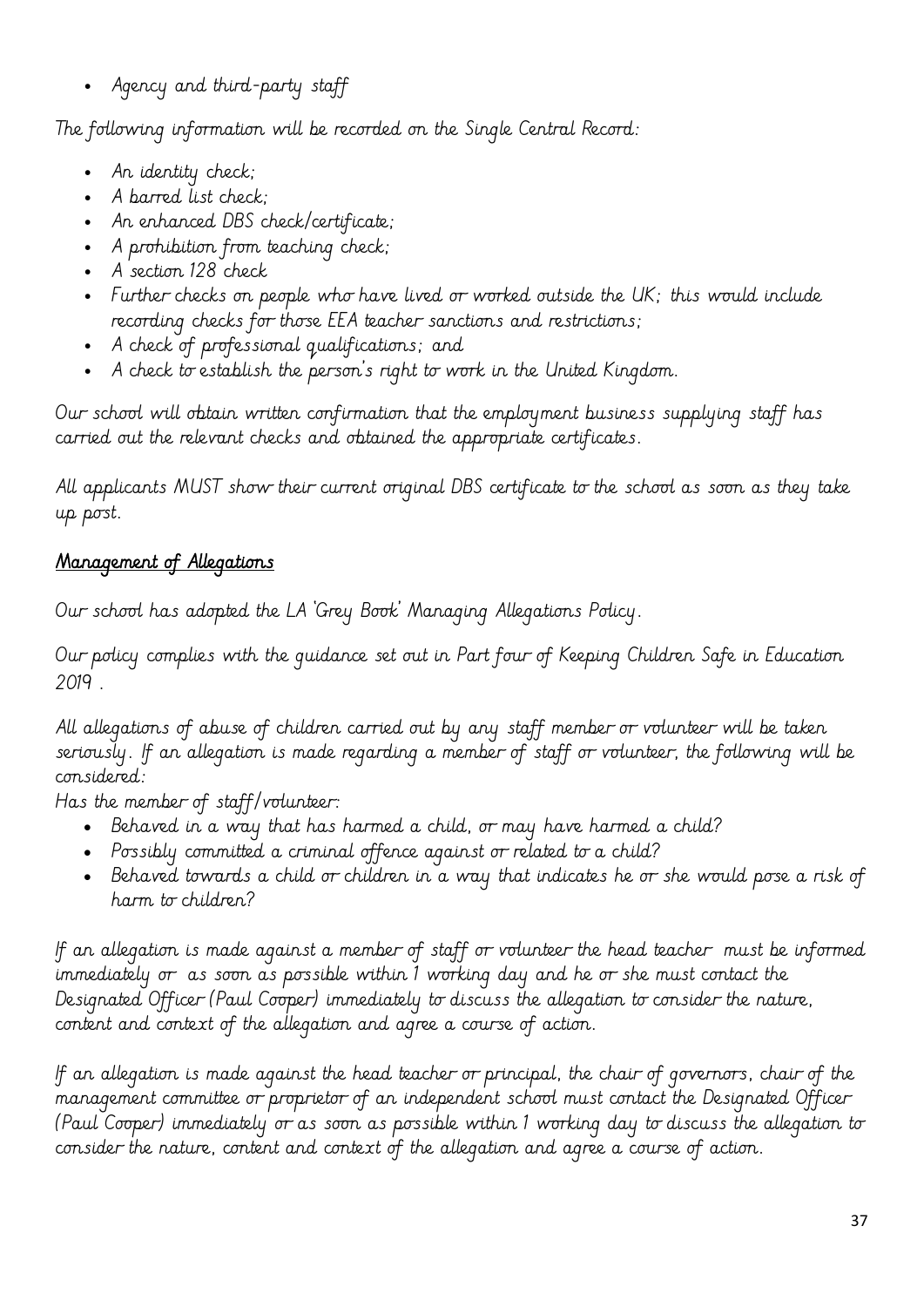- Agency and third-party staff

The following information will be recorded on the Single Central Record:

- An identity check;
- A barred list check;
- An enhanced DBS check/certificate;
- A prohibition from teaching check;
- A section 128 check
- Further checks on people who have lived or worked outside the UK; this would include recording checks for those EEA teacher sanctions and restrictions;
- A check of professional qualifications; and
- A check to establish the person's right to work in the United Kingdom.

Our school will obtain written confirmation that the employment business supplying staff has carried out the relevant checks and obtained the appropriate certificates.

All applicants MUST show their current original DBS certificate to the school as soon as they take up post.

## Management of Allegations

Our school has adopted the LA 'Grey Book' Managing Allegations Policy.

Our policy complies with the guidance set out in Part four of Keeping Children Safe in Education 2019 .

All allegations of abuse of children carried out by any staff member or volunteer will be taken seriously. If an allegation is made regarding a member of staff or volunteer, the following will be considered:

Has the member of staff/volunteer:

- Behaved in a way that has harmed a child, or may have harmed a child?
- Possibly committed a criminal offence against or related to a child?
- Behaved towards a child or children in a way that indicates he or she would pose a risk of harm to children?

If an allegation is made against a member of staff or volunteer the head teacher must be informed immediately or as soon as possible within 1 working day and he or she must contact the Designated Officer (Paul Cooper) immediately to discuss the allegation to consider the nature, content and context of the allegation and agree a course of action.

If an allegation is made against the head teacher or principal, the chair of governors, chair of the management committee or proprietor of an independent school must contact the Designated Officer (Paul Cooper) immediately or as soon as possible within 1 working day to discuss the allegation to consider the nature, content and context of the allegation and agree a course of action.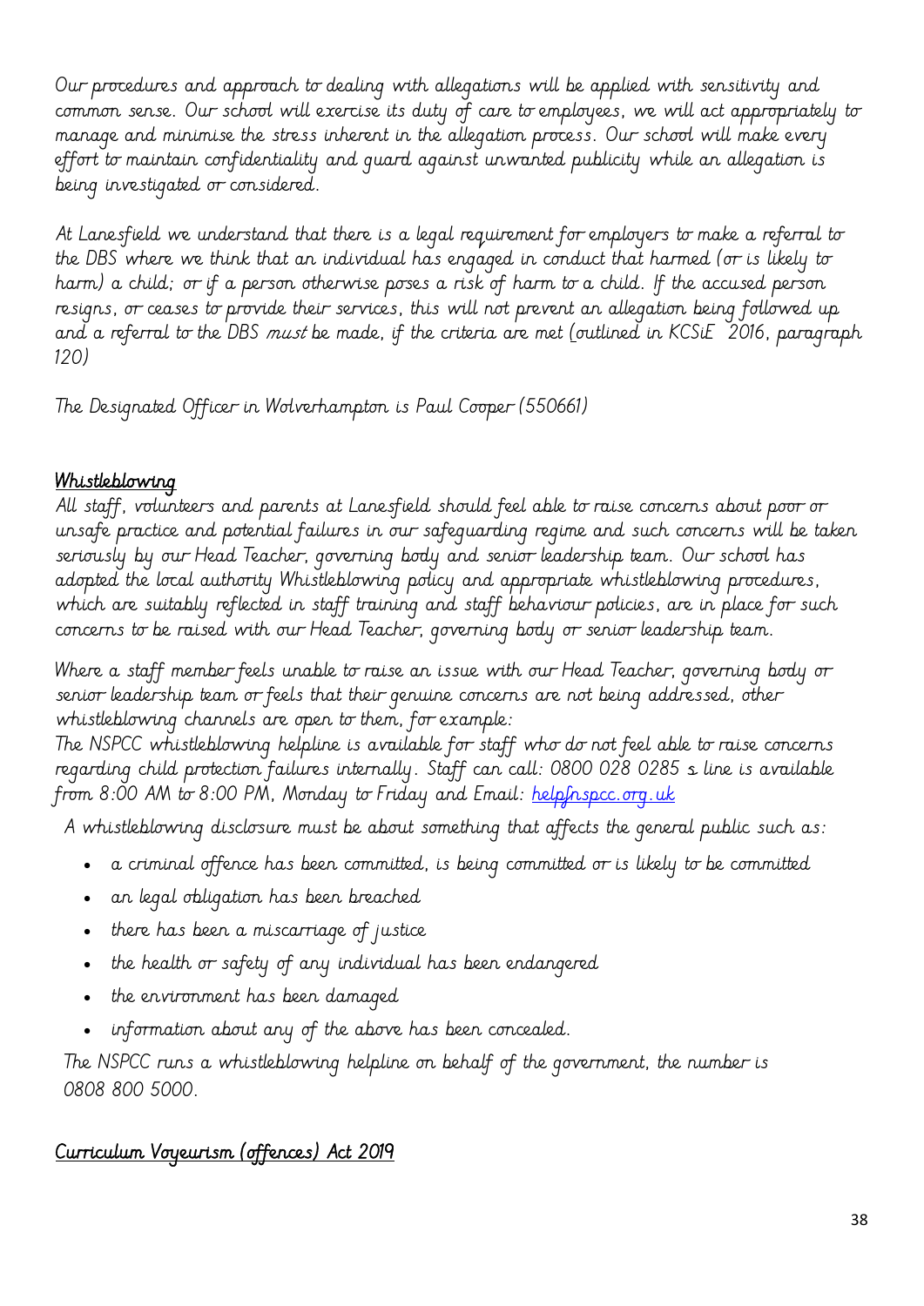Our procedures and approach to dealing with allegations will be applied with sensitivity and common sense. Our school will exercise its duty of care to employees, we will act appropriately to manage and minimise the stress inherent in the allegation process. Our school will make every effort to maintain confidentiality and guard against unwanted publicity while an allegation is being investigated or considered.

At Lanesfield we understand that there is a legal requirement for employers to make a referral to the DBS where we think that an individual has engaged in conduct that harmed (or is likely to harm) a child; or if a person otherwise poses a risk of harm to a child. If the accused person resigns, or ceases to provide their services, this will not prevent an allegation being followed up and a referral to the DBS *must* be made, if the criteria are met (outlined in KCSiE 2016, paragraph 120)

The Designated Officer in Wolverhampton is Paul Cooper (550661)

## Whistleblowing

All staff, volunteers and parents at Lanesfield should feel able to raise concerns about poor or unsafe practice and potential failures in our safeguarding regime and such concerns will be taken seriously by our Head Teacher, governing body and senior leadership team. Our school has adopted the local authority Whistleblowing policy and appropriate whistleblowing procedures, which are suitably reflected in staff training and staff behaviour policies, are in place for such concerns to be raised with our Head Teacher, governing body or senior leadership team.

Where a staff member feels unable to raise an issue with our Head Teacher, governing body or senior leadership team or feels that their genuine concerns are not being addressed, other whistleblowing channels are open to them, for example:
The NSPCC whistleblowing helpline is available for staff who do not feel able to raise concerns regarding child protection failures internally. Staff can call: 0800 028 0285 s line is available from 8:00 AM to 8:00 PM, Monday to Friday and Email: helpfnspcc.org.uk

A whistleblowing disclosure must be about something that affects the general public such as:

- a criminal offence has been committed, is being committed or is likely to be committed
- an legal obligation has been breached
- there has been a miscarriage of justice
- the health or safety of any individual has been endangered
- the environment has been damaged
- information about any of the above has been concealed.

The NSPCC runs a whistleblowing helpline on behalf of the government, the number is 0808 800 5000.

## Curriculum Voyeurism (offences) Act 2019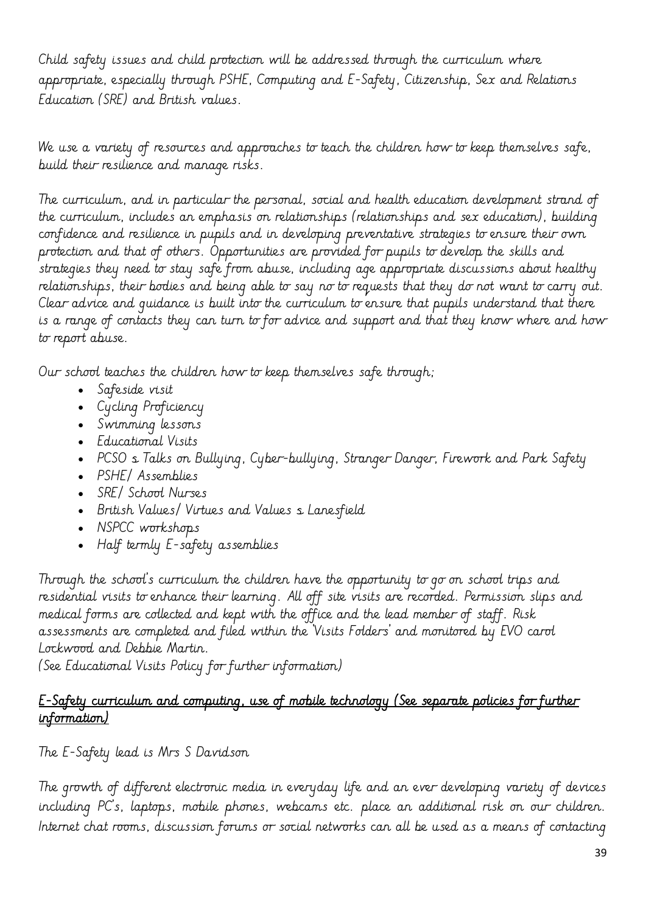Child safety issues and child protection will be addressed through the curriculum where appropriate, especially through PSHE, Computing and E-Safety, Citizenship, Sex and Relations Education (SRE) and British values.

We use a variety of resources and approaches to teach the children how to keep themselves safe, build their resilience and manage risks.

The curriculum, and in particular the personal, social and health education development strand of the curriculum, includes an emphasis on relationships (relationships and sex education), building confidence and resilience in pupils and in developing preventative strategies to ensure their own protection and that of others. Opportunities are provided for pupils to develop the skills and strategies they need to stay safe from abuse, including age appropriate discussions about healthy relationships, their bodies and being able to say no to requests that they do not want to carry out. Clear advice and guidance is built into the curriculum to ensure that pupils understand that there is a range of contacts they can turn to for advice and support and that they know where and how to report abuse.

Our school teaches the children how to keep themselves safe through;

- Safeside visit
- Cycling Proficiency
- Swimming lessons
- Educational Visits
- PCSO s Talks on Bullying, Cyber-bullying, Stranger Danger, Firework and Park Safety
- PSHE/ Assemblies
- SRE/ School Nurses
- British Values/ Virtues and Values s Lanesfield
- NSPCC workshops
- Half termly E-safety assemblies

Through the school's curriculum the children have the opportunity to go on school trips and residential visits to enhance their learning. All off site visits are recorded. Permission slips and medical forms are collected and kept with the office and the lead member of staff. Risk assessments are completed and filed within the 'Visits Folders' and monitored by EVO carol Lockwood and Debbie Martin.
(See Educational Visits Policy for further information)

<u>E-Safety curriculum and computing, use of mobile technology (See separate policies for further information)</u>

The E-Safety lead is Mrs S Davidson

The growth of different electronic media in everyday life and an ever developing variety of devices including PC's, laptops, mobile phones, webcams etc. place an additional risk on our children. Internet chat rooms, discussion forums or social networks can all be used as a means of contacting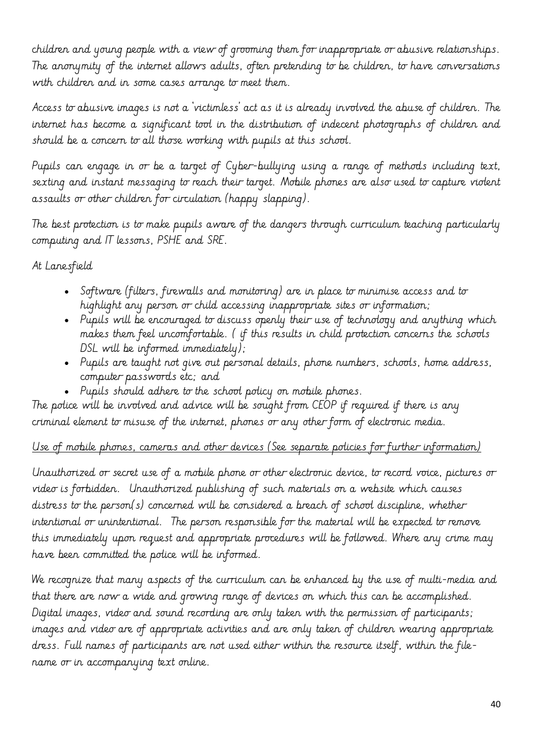children and young people with a view of grooming them for inappropriate or abusive relationships. The anonymity of the internet allows adults, often pretending to be children, to have conversations with children and in some cases arrange to meet them.

Access to abusive images is not a 'victimless' act as it is already involved the abuse of children. The internet has become a significant tool in the distribution of indecent photographs of children and should be a concern to all those working with pupils at this school.

Pupils can engage in or be a target of Cyber-bullying using a range of methods including text, sexting and instant messaging to reach their target. Mobile phones are also used to capture violent assaults or other children for circulation (happy slapping).

The best protection is to make pupils aware of the dangers through curriculum teaching particularly computing and IT lessons, PSHE and SRE.

At Lanesfield

- Software (filters, firewalls and monitoring) are in place to minimise access and to highlight any person or child accessing inappropriate sites or information;
- Pupils will be encouraged to discuss openly their use of technology and anything which makes them feel uncomfortable. ( if this results in child protection concerns the schools DSL will be informed immediately);
- Pupils are taught not give out personal details, phone numbers, schools, home address, computer passwords etc; and
- Pupils should adhere to the school policy on mobile phones.

The police will be involved and advice will be sought from CEOP if required if there is any criminal element to misuse of the internet, phones or any other form of electronic media.

<u>Use of mobile phones, cameras and other devices (See separate policies for further information)</u>

Unauthorized or secret use of a mobile phone or other electronic device, to record voice, pictures or video is forbidden. Unauthorized publishing of such materials on a website which causes distress to the person(s) concerned will be considered a breach of school discipline, whether intentional or unintentional. The person responsible for the material will be expected to remove this immediately upon request and appropriate procedures will be followed. Where any crime may have been committed the police will be informed.

We recognize that many aspects of the curriculum can be enhanced by the use of multi-media and that there are now a wide and growing range of devices on which this can be accomplished. Digital images, video and sound recording are only taken with the permission of participants; images and video are of appropriate activities and are only taken of children wearing appropriate dress. Full names of participants are not used either within the resource itself, within the file-name or in accompanying text online.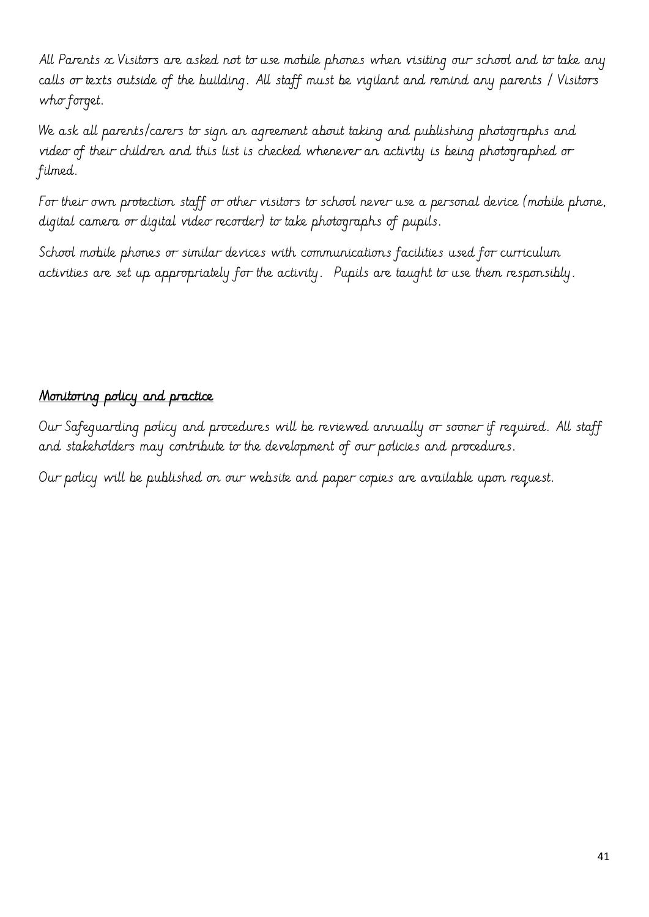All Parents & Visitors are asked not to use mobile phones when visiting our school and to take any calls or texts outside of the building. All staff must be vigilant and remind any parents / Visitors who forget.

We ask all parents/carers to sign an agreement about taking and publishing photographs and video of their children and this list is checked whenever an activity is being photographed or filmed.

For their own protection staff or other visitors to school never use a personal device (mobile phone, digital camera or digital video recorder) to take photographs of pupils.

School mobile phones or similar devices with communications facilities used for curriculum activities are set up appropriately for the activity. Pupils are taught to use them responsibly.

## Monitoring policy and practice

Our Safeguarding policy and procedures will be reviewed annually or sooner if required. All staff and stakeholders may contribute to the development of our policies and procedures.

Our policy will be published on our website and paper copies are available upon request.